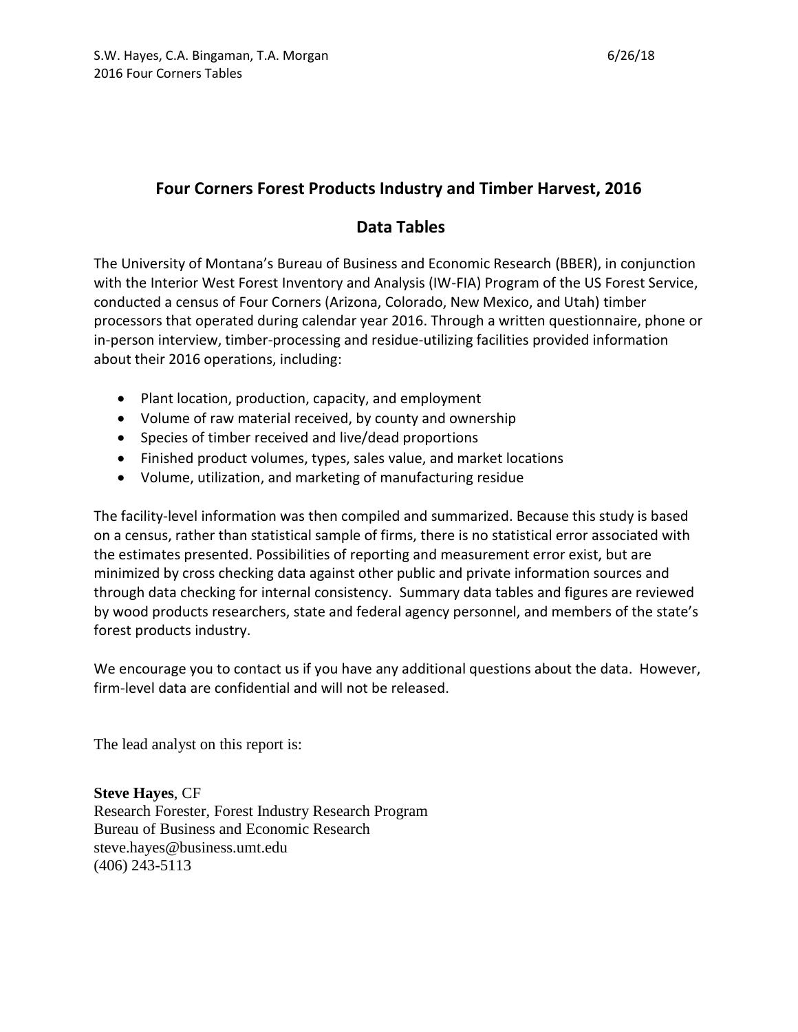# Four Corners Forest Products Industry and Timber Harvest, 2016

## Data Tables

The University of Montana's Bureau of Business and Economic Research (BBER), in conjunction with the Interior West Forest Inventory and Analysis (IW-FIA) Program of the US Forest Service, conducted a census of Four Corners (Arizona, Colorado, New Mexico, and Utah) timber processors that operated during calendar year 2016. Through a written questionnaire, phone or in-person interview, timber-processing and residue-utilizing facilities provided information about their 2016 operations, including:

- Plant location, production, capacity, and employment
- Volume of raw material received, by county and ownership
- Species of timber received and live/dead proportions
- Finished product volumes, types, sales value, and market locations
- Volume, utilization, and marketing of manufacturing residue

The facility-level information was then compiled and summarized. Because this study is based on a census, rather than statistical sample of firms, there is no statistical error associated with the estimates presented. Possibilities of reporting and measurement error exist, but are minimized by cross checking data against other public and private information sources and through data checking for internal consistency. Summary data tables and figures are reviewed by wood products researchers, state and federal agency personnel, and members of the state's forest products industry.

We encourage you to contact us if you have any additional questions about the data. However, firm-level data are confidential and will not be released.

The lead analyst on this report is:

**Steve Hayes**, CF
Research Forester, Forest Industry Research Program
Bureau of Business and Economic Research
steve.hayes@business.umt.edu
(406) 243-5113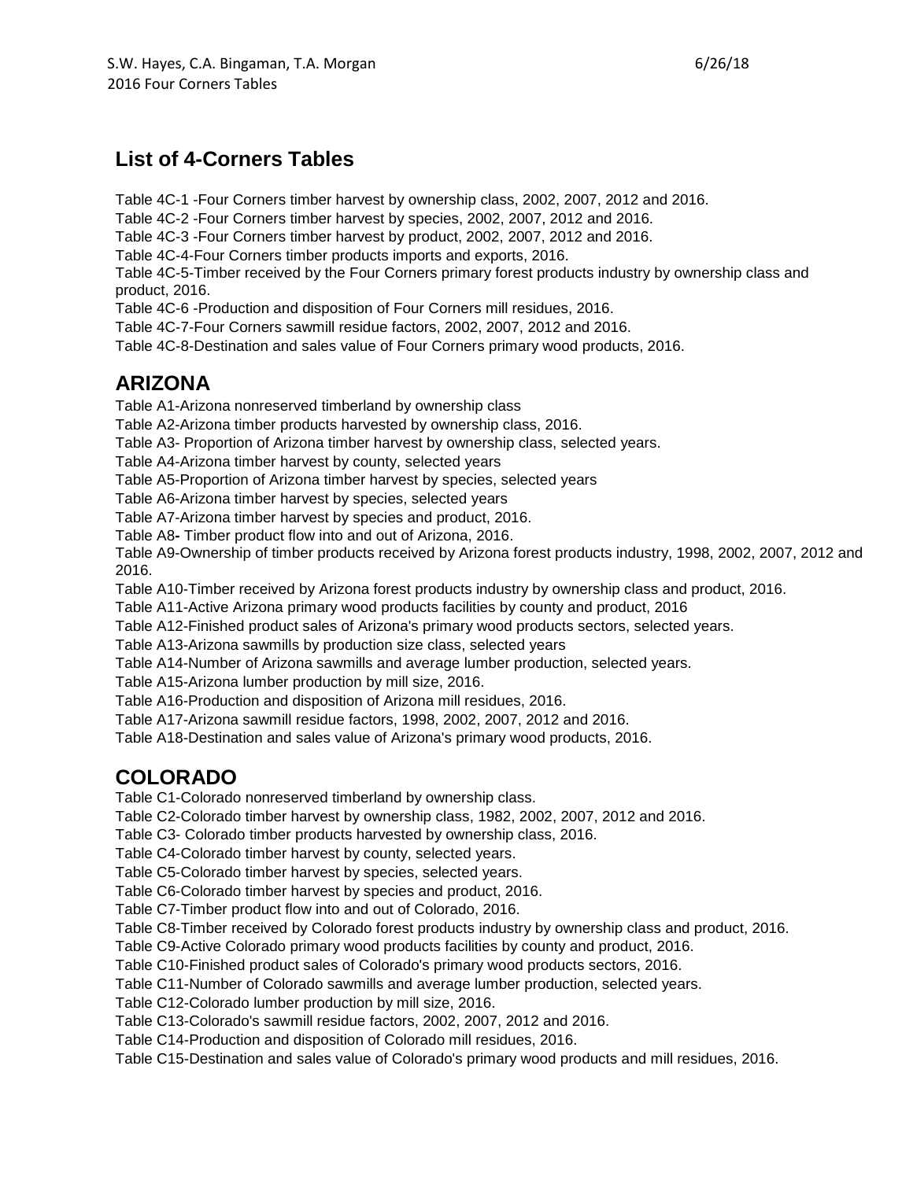## List of 4-Corners Tables

Table 4C-1 -Four Corners timber harvest by ownership class, 2002, 2007, 2012 and 2016.
Table 4C-2 -Four Corners timber harvest by species, 2002, 2007, 2012 and 2016.
Table 4C-3 -Four Corners timber harvest by product, 2002, 2007, 2012 and 2016.
Table 4C-4-Four Corners timber products imports and exports, 2016.
Table 4C-5-Timber received by the Four Corners primary forest products industry by ownership class and product, 2016.
Table 4C-6 -Production and disposition of Four Corners mill residues, 2016.
Table 4C-7-Four Corners sawmill residue factors, 2002, 2007, 2012 and 2016.
Table 4C-8-Destination and sales value of Four Corners primary wood products, 2016.

## ARIZONA

Table A1-Arizona nonreserved timberland by ownership class
Table A2-Arizona timber products harvested by ownership class, 2016.
Table A3- Proportion of Arizona timber harvest by ownership class, selected years.
Table A4-Arizona timber harvest by county, selected years
Table A5-Proportion of Arizona timber harvest by species, selected years
Table A6-Arizona timber harvest by species, selected years
Table A7-Arizona timber harvest by species and product, 2016.
Table A8**-** Timber product flow into and out of Arizona, 2016.
Table A9-Ownership of timber products received by Arizona forest products industry, 1998, 2002, 2007, 2012 and 2016.
Table A10-Timber received by Arizona forest products industry by ownership class and product, 2016.
Table A11-Active Arizona primary wood products facilities by county and product, 2016
Table A12-Finished product sales of Arizona's primary wood products sectors, selected years.
Table A13-Arizona sawmills by production size class, selected years
Table A14-Number of Arizona sawmills and average lumber production, selected years.
Table A15-Arizona lumber production by mill size, 2016.
Table A16-Production and disposition of Arizona mill residues, 2016.
Table A17-Arizona sawmill residue factors, 1998, 2002, 2007, 2012 and 2016.
Table A18-Destination and sales value of Arizona's primary wood products, 2016.

## COLORADO

Table C1-Colorado nonreserved timberland by ownership class.
Table C2-Colorado timber harvest by ownership class, 1982, 2002, 2007, 2012 and 2016.
Table C3- Colorado timber products harvested by ownership class, 2016.
Table C4-Colorado timber harvest by county, selected years.
Table C5-Colorado timber harvest by species, selected years.
Table C6-Colorado timber harvest by species and product, 2016.
Table C7-Timber product flow into and out of Colorado, 2016.
Table C8-Timber received by Colorado forest products industry by ownership class and product, 2016.
Table C9-Active Colorado primary wood products facilities by county and product, 2016.
Table C10-Finished product sales of Colorado's primary wood products sectors, 2016.
Table C11-Number of Colorado sawmills and average lumber production, selected years.
Table C12-Colorado lumber production by mill size, 2016.
Table C13-Colorado's sawmill residue factors, 2002, 2007, 2012 and 2016.
Table C14-Production and disposition of Colorado mill residues, 2016.
Table C15-Destination and sales value of Colorado's primary wood products and mill residues, 2016.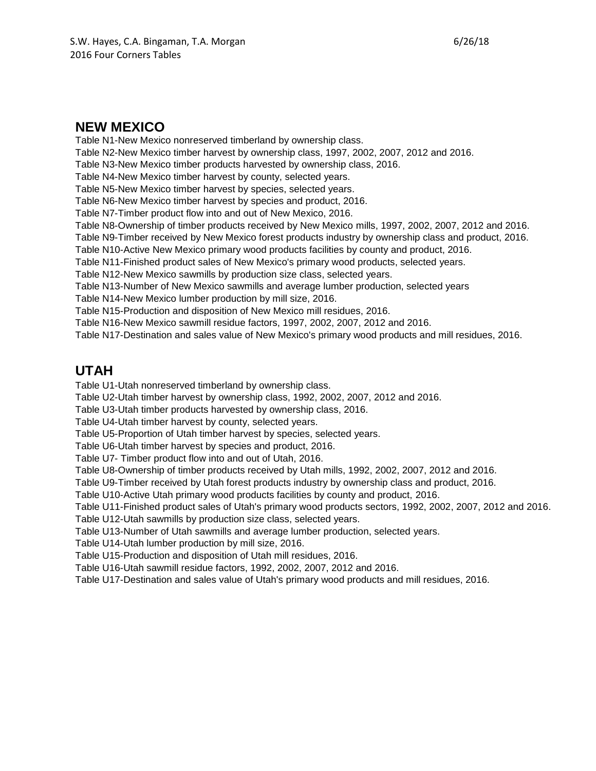## NEW MEXICO

Table N1-New Mexico nonreserved timberland by ownership class.
Table N2-New Mexico timber harvest by ownership class, 1997, 2002, 2007, 2012 and 2016.
Table N3-New Mexico timber products harvested by ownership class, 2016.
Table N4-New Mexico timber harvest by county, selected years.
Table N5-New Mexico timber harvest by species, selected years.
Table N6-New Mexico timber harvest by species and product, 2016.
Table N7-Timber product flow into and out of New Mexico, 2016.
Table N8-Ownership of timber products received by New Mexico mills, 1997, 2002, 2007, 2012 and 2016.
Table N9-Timber received by New Mexico forest products industry by ownership class and product, 2016.
Table N10-Active New Mexico primary wood products facilities by county and product, 2016.
Table N11-Finished product sales of New Mexico's primary wood products, selected years.
Table N12-New Mexico sawmills by production size class, selected years.
Table N13-Number of New Mexico sawmills and average lumber production, selected years
Table N14-New Mexico lumber production by mill size, 2016.
Table N15-Production and disposition of New Mexico mill residues, 2016.
Table N16-New Mexico sawmill residue factors, 1997, 2002, 2007, 2012 and 2016.
Table N17-Destination and sales value of New Mexico's primary wood products and mill residues, 2016.

## UTAH

Table U1-Utah nonreserved timberland by ownership class.
Table U2-Utah timber harvest by ownership class, 1992, 2002, 2007, 2012 and 2016.
Table U3-Utah timber products harvested by ownership class, 2016.
Table U4-Utah timber harvest by county, selected years.
Table U5-Proportion of Utah timber harvest by species, selected years.
Table U6-Utah timber harvest by species and product, 2016.
Table U7- Timber product flow into and out of Utah, 2016.
Table U8-Ownership of timber products received by Utah mills, 1992, 2002, 2007, 2012 and 2016.
Table U9-Timber received by Utah forest products industry by ownership class and product, 2016.
Table U10-Active Utah primary wood products facilities by county and product, 2016.
Table U11-Finished product sales of Utah's primary wood products sectors, 1992, 2002, 2007, 2012 and 2016.
Table U12-Utah sawmills by production size class, selected years.
Table U13-Number of Utah sawmills and average lumber production, selected years.
Table U14-Utah lumber production by mill size, 2016.
Table U15-Production and disposition of Utah mill residues, 2016.
Table U16-Utah sawmill residue factors, 1992, 2002, 2007, 2012 and 2016.
Table U17-Destination and sales value of Utah's primary wood products and mill residues, 2016.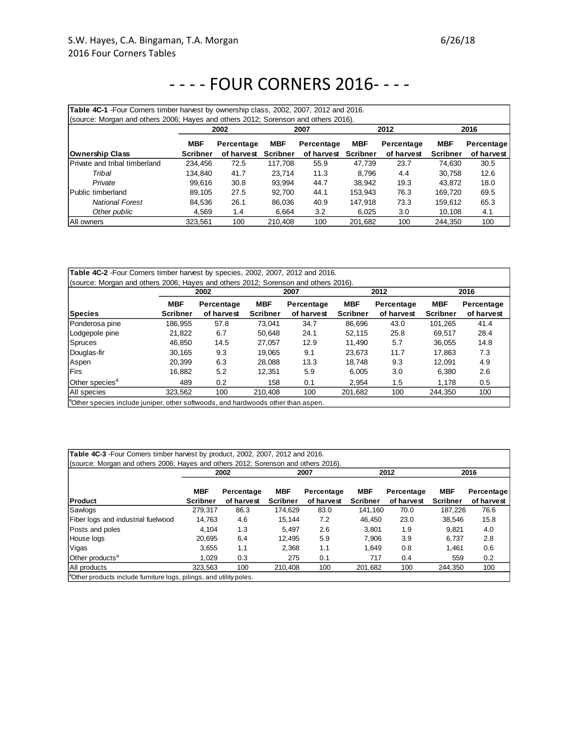# - - - - FOUR CORNERS 2016- - - -

**Table 4C-1** -Four Corners timber harvest by ownership class, 2002, 2007, 2012 and 2016.
(source: Morgan and others 2006; Hayes and others 2012; Sorenson and others 2016).

| Ownership Class | 2002 MBF Scribner | 2002 Percentage of harvest | 2007 MBF Scribner | 2007 Percentage of harvest | 2012 MBF Scribner | 2012 Percentage of harvest | 2016 MBF Scribner | 2016 Percentage of harvest |
|---|---|---|---|---|---|---|---|---|
| Private and tribal timberland | 234,456 | 72.5 | 117,708 | 55.9 | 47,739 | 23.7 | 74,630 | 30.5 |
| *Tribal* | 134,840 | 41.7 | 23,714 | 11.3 | 8,796 | 4.4 | 30,758 | 12.6 |
| *Private* | 99,616 | 30.8 | 93,994 | 44.7 | 38,942 | 19.3 | 43,872 | 18.0 |
| Public timberland | 89,105 | 27.5 | 92,700 | 44.1 | 153,943 | 76.3 | 169,720 | 69.5 |
| *National Forest* | 84,536 | 26.1 | 86,036 | 40.9 | 147,918 | 73.3 | 159,612 | 65.3 |
| *Other public* | 4,569 | 1.4 | 6,664 | 3.2 | 6,025 | 3.0 | 10,108 | 4.1 |
| All owners | 323,561 | 100 | 210,408 | 100 | 201,682 | 100 | 244,350 | 100 |

**Table 4C-2** -Four Corners timber harvest by species, 2002, 2007, 2012 and 2016.
(source: Morgan and others 2006; Hayes and others 2012; Sorenson and others 2016).

| Species | 2002 MBF Scribner | 2002 Percentage of harvest | 2007 MBF Scribner | 2007 Percentage of harvest | 2012 MBF Scribner | 2012 Percentage of harvest | 2016 MBF Scribner | 2016 Percentage of harvest |
|---|---|---|---|---|---|---|---|---|
| Ponderosa pine | 186,955 | 57.8 | 73,041 | 34.7 | 86,696 | 43.0 | 101,265 | 41.4 |
| Lodgepole pine | 21,822 | 6.7 | 50,648 | 24.1 | 52,115 | 25.8 | 69,517 | 28.4 |
| Spruces | 46,850 | 14.5 | 27,057 | 12.9 | 11,490 | 5.7 | 36,055 | 14.8 |
| Douglas-fir | 30,165 | 9.3 | 19,065 | 9.1 | 23,673 | 11.7 | 17,863 | 7.3 |
| Aspen | 20,399 | 6.3 | 28,088 | 13.3 | 18,748 | 9.3 | 12,091 | 4.9 |
| Firs | 16,882 | 5.2 | 12,351 | 5.9 | 6,005 | 3.0 | 6,380 | 2.6 |
| Other species[a] | 489 | 0.2 | 158 | 0.1 | 2,954 | 1.5 | 1,178 | 0.5 |
| All species | 323,562 | 100 | 210,408 | 100 | 201,682 | 100 | 244,350 | 100 |

[a]Other species include juniper, other softwoods, and hardwoods other than aspen.

**Table 4C-3** -Four Corners timber harvest by product, 2002, 2007, 2012 and 2016.
(source: Morgan and others 2006; Hayes and others 2012; Sorenson and others 2016).

| Product | 2002 MBF Scribner | 2002 Percentage of harvest | 2007 MBF Scribner | 2007 Percentage of harvest | 2012 MBF Scribner | 2012 Percentage of harvest | 2016 MBF Scribner | 2016 Percentage of harvest |
|---|---|---|---|---|---|---|---|---|
| Sawlogs | 279,317 | 86.3 | 174,629 | 83.0 | 141,160 | 70.0 | 187,226 | 76.6 |
| Fiber logs and industrial fuelwood | 14,763 | 4.6 | 15,144 | 7.2 | 46,450 | 23.0 | 38,546 | 15.8 |
| Posts and poles | 4,104 | 1.3 | 5,497 | 2.6 | 3,801 | 1.9 | 9,821 | 4.0 |
| House logs | 20,695 | 6.4 | 12,495 | 5.9 | 7,906 | 3.9 | 6,737 | 2.8 |
| Vigas | 3,655 | 1.1 | 2,368 | 1.1 | 1,649 | 0.8 | 1,461 | 0.6 |
| Other products[a] | 1,029 | 0.3 | 275 | 0.1 | 717 | 0.4 | 559 | 0.2 |
| All products | 323,563 | 100 | 210,408 | 100 | 201,682 | 100 | 244,350 | 100 |

[a]Other products include furniture logs, pilings, and utility poles.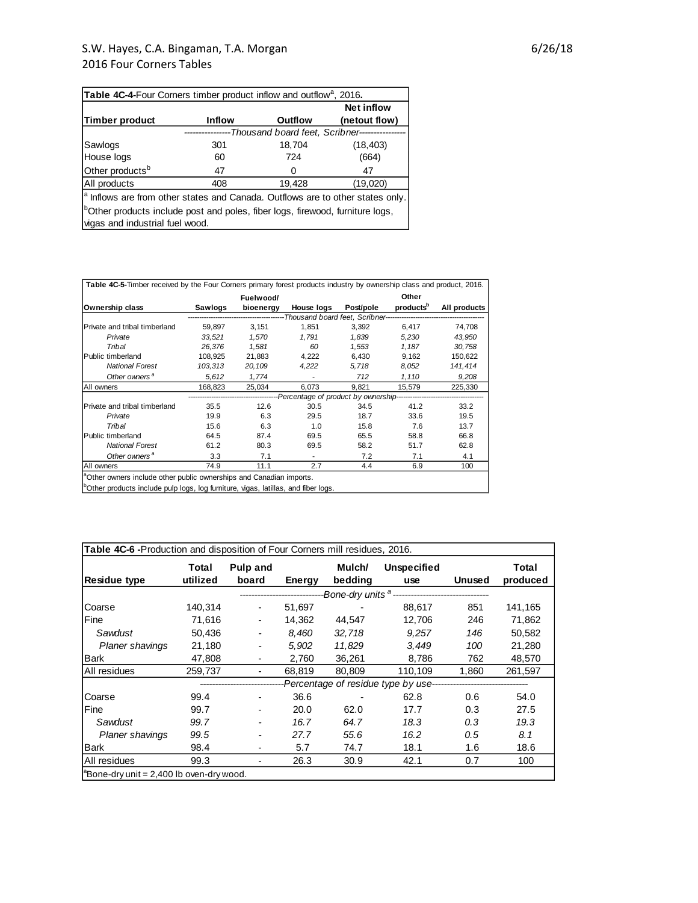**Table 4C-4**-Four Corners timber product inflow and outflow[a], 2016.

| Timber product | Inflow | Outflow | Net inflow (netout flow) |
|---|---|---|---|
| | *Thousand board feet, Scribner* | | |
| Sawlogs | 301 | 18,704 | (18,403) |
| House logs | 60 | 724 | (664) |
| Other products[b] | 47 | 0 | 47 |
| All products | 408 | 19,428 | (19,020) |

[a] Inflows are from other states and Canada. Outflows are to other states only.

[b]Other products include post and poles, fiber logs, firewood, furniture logs, vigas and industrial fuel wood.

**Table 4C-5**-Timber received by the Four Corners primary forest products industry by ownership class and product, 2016.

| Ownership class | Sawlogs | Fuelwood/ bioenergy | House logs | Post/pole | Other products[b] | All products |
|---|---|---|---|---|---|---|
| | *Thousand board feet, Scribner* | | | | | |
| Private and tribal timberland | 59,897 | 3,151 | 1,851 | 3,392 | 6,417 | 74,708 |
| *Private* | *33,521* | *1,570* | *1,791* | *1,839* | *5,230* | *43,950* |
| *Tribal* | *26,376* | *1,581* | *60* | *1,553* | *1,187* | *30,758* |
| Public timberland | 108,925 | 21,883 | 4,222 | 6,430 | 9,162 | 150,622 |
| *National Forest* | *103,313* | *20,109* | *4,222* | *5,718* | *8,052* | *141,414* |
| *Other owners[a]* | *5,612* | *1,774* | *-* | *712* | *1,110* | *9,208* |
| All owners | 168,823 | 25,034 | 6,073 | 9,821 | 15,579 | 225,330 |
| | *Percentage of product by ownership* | | | | | |
| Private and tribal timberland | 35.5 | 12.6 | 30.5 | 34.5 | 41.2 | 33.2 |
| *Private* | 19.9 | 6.3 | 29.5 | 18.7 | 33.6 | 19.5 |
| *Tribal* | 15.6 | 6.3 | 1.0 | 15.8 | 7.6 | 13.7 |
| Public timberland | 64.5 | 87.4 | 69.5 | 65.5 | 58.8 | 66.8 |
| *National Forest* | 61.2 | 80.3 | 69.5 | 58.2 | 51.7 | 62.8 |
| *Other owners[a]* | 3.3 | 7.1 | - | 7.2 | 7.1 | 4.1 |
| All owners | 74.9 | 11.1 | 2.7 | 4.4 | 6.9 | 100 |

[a]Other owners include other public ownerships and Canadian imports.

[b]Other products include pulp logs, log furniture, vigas, latillas, and fiber logs.

**Table 4C-6** -Production and disposition of Four Corners mill residues, 2016.

| Residue type | Total utilized | Pulp and board | Energy | Mulch/ bedding | Unspecified use | Unused | Total produced |
|---|---|---|---|---|---|---|---|
| | | *Bone-dry units[a]* | | | | | |
| Coarse | 140,314 | - | 51,697 | - | 88,617 | 851 | 141,165 |
| Fine | 71,616 | - | 14,362 | 44,547 | 12,706 | 246 | 71,862 |
| *Sawdust* | *50,436* | *-* | *8,460* | *32,718* | *9,257* | *146* | *50,582* |
| *Planer shavings* | *21,180* | *-* | *5,902* | *11,829* | *3,449* | *100* | *21,280* |
| Bark | 47,808 | - | 2,760 | 36,261 | 8,786 | 762 | 48,570 |
| All residues | 259,737 | - | 68,819 | 80,809 | 110,109 | 1,860 | 261,597 |
| | | *Percentage of residue type by use* | | | | | |
| Coarse | 99.4 | - | 36.6 | - | 62.8 | 0.6 | 54.0 |
| Fine | 99.7 | - | 20.0 | 62.0 | 17.7 | 0.3 | 27.5 |
| *Sawdust* | *99.7* | *-* | *16.7* | *64.7* | *18.3* | *0.3* | *19.3* |
| *Planer shavings* | *99.5* | *-* | *27.7* | *55.6* | *16.2* | *0.5* | *8.1* |
| Bark | 98.4 | - | 5.7 | 74.7 | 18.1 | 1.6 | 18.6 |
| All residues | 99.3 | - | 26.3 | 30.9 | 42.1 | 0.7 | 100 |

[a]Bone-dry unit = 2,400 lb oven-dry wood.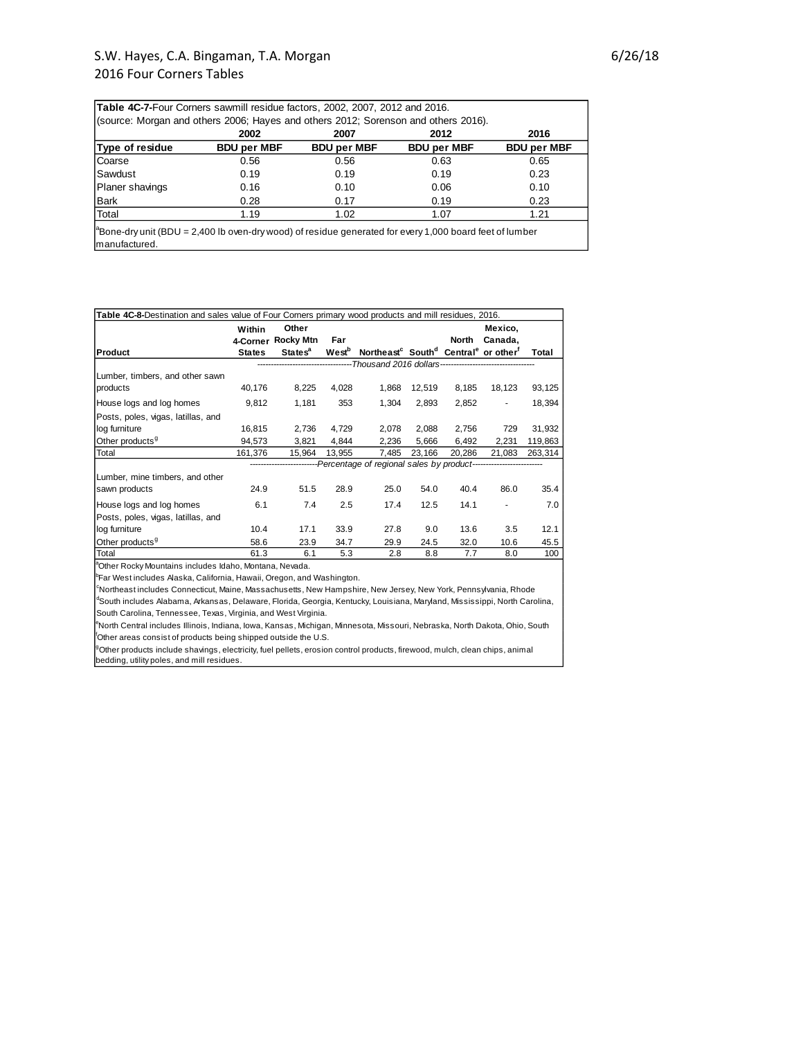**Table 4C-7-**Four Corners sawmill residue factors, 2002, 2007, 2012 and 2016.
(source: Morgan and others 2006; Hayes and others 2012; Sorenson and others 2016).

| | 2002 | 2007 | 2012 | 2016 |
|---|---|---|---|---|
| **Type of residue** | **BDU per MBF** | **BDU per MBF** | **BDU per MBF** | **BDU per MBF** |
| Coarse | 0.56 | 0.56 | 0.63 | 0.65 |
| Sawdust | 0.19 | 0.19 | 0.19 | 0.23 |
| Planer shavings | 0.16 | 0.10 | 0.06 | 0.10 |
| Bark | 0.28 | 0.17 | 0.19 | 0.23 |
| Total | 1.19 | 1.02 | 1.07 | 1.21 |

[a]Bone-dry unit (BDU = 2,400 lb oven-dry wood) of residue generated for every 1,000 board feet of lumber manufactured.

**Table 4C-8-**Destination and sales value of Four Corners primary wood products and mill residues, 2016.

| Product | Within 4-Corner States | Other Rocky Mtn States[a] | Far West[b] | Northeast[c] | South[d] | North Central[e] | Mexico, Canada, or other[f] | Total |
|---|---|---|---|---|---|---|---|---|
| | *Thousand 2016 dollars* | | | | | | | |
| Lumber, timbers, and other sawn products | 40,176 | 8,225 | 4,028 | 1,868 | 12,519 | 8,185 | 18,123 | 93,125 |
| House logs and log homes | 9,812 | 1,181 | 353 | 1,304 | 2,893 | 2,852 | - | 18,394 |
| Posts, poles, vigas, latillas, and log furniture | 16,815 | 2,736 | 4,729 | 2,078 | 2,088 | 2,756 | 729 | 31,932 |
| Other products[g] | 94,573 | 3,821 | 4,844 | 2,236 | 5,666 | 6,492 | 2,231 | 119,863 |
| Total | 161,376 | 15,964 | 13,955 | 7,485 | 23,166 | 20,286 | 21,083 | 263,314 |
| | *Percentage of regional sales by product* | | | | | | | |
| Lumber, mine timbers, and other sawn products | 24.9 | 51.5 | 28.9 | 25.0 | 54.0 | 40.4 | 86.0 | 35.4 |
| House logs and log homes | 6.1 | 7.4 | 2.5 | 17.4 | 12.5 | 14.1 | - | 7.0 |
| Posts, poles, vigas, latillas, and log furniture | 10.4 | 17.1 | 33.9 | 27.8 | 9.0 | 13.6 | 3.5 | 12.1 |
| Other products[g] | 58.6 | 23.9 | 34.7 | 29.9 | 24.5 | 32.0 | 10.6 | 45.5 |
| Total | 61.3 | 6.1 | 5.3 | 2.8 | 8.8 | 7.7 | 8.0 | 100 |

[a]Other Rocky Mountains includes Idaho, Montana, Nevada.
[b]Far West includes Alaska, California, Hawaii, Oregon, and Washington.
[c]Northeast includes Connecticut, Maine, Massachusetts, New Hampshire, New Jersey, New York, Pennsylvania, Rhode
[d]South includes Alabama, Arkansas, Delaware, Florida, Georgia, Kentucky, Louisiana, Maryland, Mississippi, North Carolina, South Carolina, Tennessee, Texas, Virginia, and West Virginia.
[e]North Central includes Illinois, Indiana, Iowa, Kansas, Michigan, Minnesota, Missouri, Nebraska, North Dakota, Ohio, South
[f]Other areas consist of products being shipped outside the U.S.
[g]Other products include shavings, electricity, fuel pellets, erosion control products, firewood, mulch, clean chips, animal bedding, utility poles, and mill residues.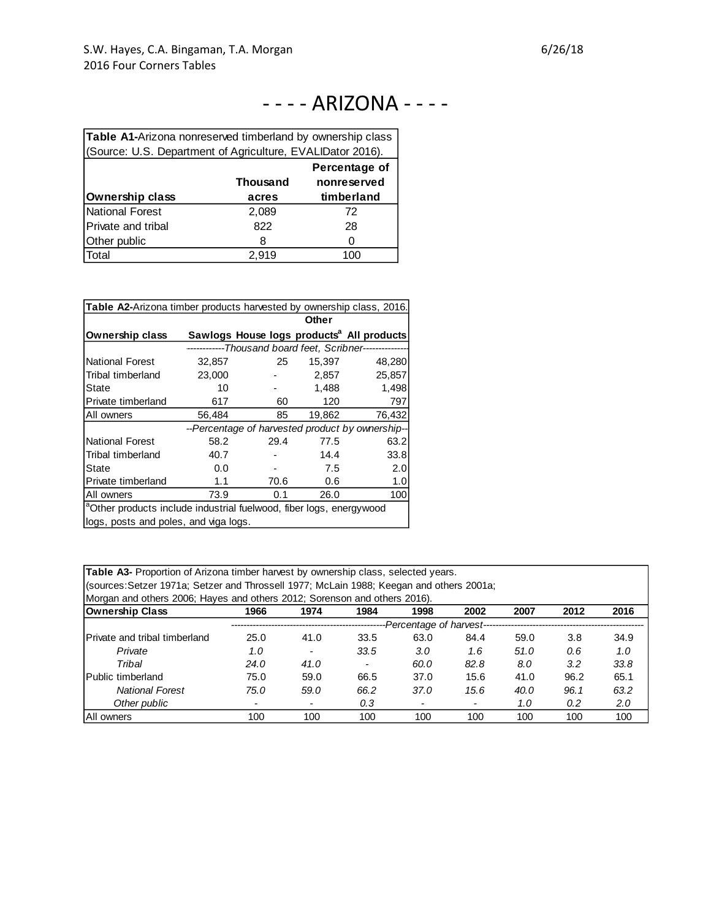# - - - - ARIZONA - - - -

**Table A1-**Arizona nonreserved timberland by ownership class (Source: U.S. Department of Agriculture, EVALIDator 2016).

| Ownership class | Thousand acres | Percentage of nonreserved timberland |
|---|---|---|
| National Forest | 2,089 | 72 |
| Private and tribal | 822 | 28 |
| Other public | 8 | 0 |
| Total | 2,919 | 100 |

**Table A2-**Arizona timber products harvested by ownership class, 2016.

| Ownership class | Sawlogs | House logs | Other products[a] | All products |
|---|---|---|---|---|
| | *Thousand board feet, Scribner* | | | |
| National Forest | 32,857 | 25 | 15,397 | 48,280 |
| Tribal timberland | 23,000 | - | 2,857 | 25,857 |
| State | 10 | - | 1,488 | 1,498 |
| Private timberland | 617 | 60 | 120 | 797 |
| All owners | 56,484 | 85 | 19,862 | 76,432 |
| | *Percentage of harvested product by ownership* | | | |
| National Forest | 58.2 | 29.4 | 77.5 | 63.2 |
| Tribal timberland | 40.7 | - | 14.4 | 33.8 |
| State | 0.0 | - | 7.5 | 2.0 |
| Private timberland | 1.1 | 70.6 | 0.6 | 1.0 |
| All owners | 73.9 | 0.1 | 26.0 | 100 |

[a]Other products include industrial fuelwood, fiber logs, energywood logs, posts and poles, and viga logs.

**Table A3-** Proportion of Arizona timber harvest by ownership class, selected years. (sources:Setzer 1971a; Setzer and Throssell 1977; McLain 1988; Keegan and others 2001a; Morgan and others 2006; Hayes and others 2012; Sorenson and others 2016).

| Ownership Class | 1966 | 1974 | 1984 | 1998 | 2002 | 2007 | 2012 | 2016 |
|---|---|---|---|---|---|---|---|---|
| | *Percentage of harvest* | | | | | | | |
| Private and tribal timberland | 25.0 | 41.0 | 33.5 | 63.0 | 84.4 | 59.0 | 3.8 | 34.9 |
| *Private* | *1.0* | *-* | *33.5* | *3.0* | *1.6* | *51.0* | *0.6* | *1.0* |
| *Tribal* | *24.0* | *41.0* | *-* | *60.0* | *82.8* | *8.0* | *3.2* | *33.8* |
| Public timberland | 75.0 | 59.0 | 66.5 | 37.0 | 15.6 | 41.0 | 96.2 | 65.1 |
| *National Forest* | *75.0* | *59.0* | *66.2* | *37.0* | *15.6* | *40.0* | *96.1* | *63.2* |
| *Other public* | *-* | *-* | *0.3* | *-* | *-* | *1.0* | *0.2* | *2.0* |
| All owners | 100 | 100 | 100 | 100 | 100 | 100 | 100 | 100 |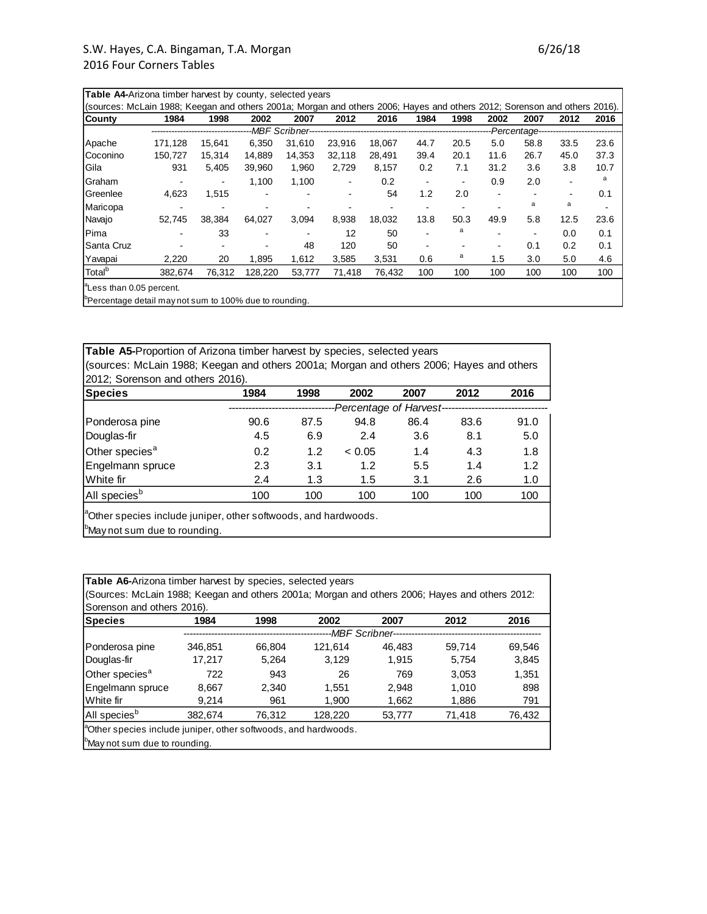**Table A4-**Arizona timber harvest by county, selected years
(sources: McLain 1988; Keegan and others 2001a; Morgan and others 2006; Hayes and others 2012; Sorenson and others 2016).

| County | 1984 | 1998 | 2002 | 2007 | 2012 | 2016 | 1984 | 1998 | 2002 | 2007 | 2012 | 2016 |
|---|---|---|---|---|---|---|---|---|---|---|---|---|
| | MBF Scribner | | | | | | Percentage | | | | | |
| Apache | 171,128 | 15,641 | 6,350 | 31,610 | 23,916 | 18,067 | 44.7 | 20.5 | 5.0 | 58.8 | 33.5 | 23.6 |
| Coconino | 150,727 | 15,314 | 14,889 | 14,353 | 32,118 | 28,491 | 39.4 | 20.1 | 11.6 | 26.7 | 45.0 | 37.3 |
| Gila | 931 | 5,405 | 39,960 | 1,960 | 2,729 | 8,157 | 0.2 | 7.1 | 31.2 | 3.6 | 3.8 | 10.7 |
| Graham | - | - | 1,100 | 1,100 | - | 0.2 | - | - | 0.9 | 2.0 | - | a |
| Greenlee | 4,623 | 1,515 | - | - | - | 54 | 1.2 | 2.0 | - | - | - | 0.1 |
| Maricopa | - | - | - | - | - | - | - | - | - | a | a | - |
| Navajo | 52,745 | 38,384 | 64,027 | 3,094 | 8,938 | 18,032 | 13.8 | 50.3 | 49.9 | 5.8 | 12.5 | 23.6 |
| Pima | - | 33 | - | - | 12 | 50 | - | a | - | - | 0.0 | 0.1 |
| Santa Cruz | - | - | - | 48 | 120 | 50 | - | - | - | 0.1 | 0.2 | 0.1 |
| Yavapai | 2,220 | 20 | 1,895 | 1,612 | 3,585 | 3,531 | 0.6 | a | 1.5 | 3.0 | 5.0 | 4.6 |
| Total[b] | 382,674 | 76,312 | 128,220 | 53,777 | 71,418 | 76,432 | 100 | 100 | 100 | 100 | 100 | 100 |

[a]Less than 0.05 percent.
[b]Percentage detail may not sum to 100% due to rounding.

**Table A5-**Proportion of Arizona timber harvest by species, selected years
(sources: McLain 1988; Keegan and others 2001a; Morgan and others 2006; Hayes and others 2012; Sorenson and others 2016).

| Species | 1984 | 1998 | 2002 | 2007 | 2012 | 2016 |
|---|---|---|---|---|---|---|
| | Percentage of Harvest | | | | | |
| Ponderosa pine | 90.6 | 87.5 | 94.8 | 86.4 | 83.6 | 91.0 |
| Douglas-fir | 4.5 | 6.9 | 2.4 | 3.6 | 8.1 | 5.0 |
| Other species[a] | 0.2 | 1.2 | < 0.05 | 1.4 | 4.3 | 1.8 |
| Engelmann spruce | 2.3 | 3.1 | 1.2 | 5.5 | 1.4 | 1.2 |
| White fir | 2.4 | 1.3 | 1.5 | 3.1 | 2.6 | 1.0 |
| All species[b] | 100 | 100 | 100 | 100 | 100 | 100 |

[a]Other species include juniper, other softwoods, and hardwoods.
[b]May not sum due to rounding.

**Table A6-**Arizona timber harvest by species, selected years
(Sources: McLain 1988; Keegan and others 2001a; Morgan and others 2006; Hayes and others 2012: Sorenson and others 2016).

| Species | 1984 | 1998 | 2002 | 2007 | 2012 | 2016 |
|---|---|---|---|---|---|---|
| | MBF Scribner | | | | | |
| Ponderosa pine | 346,851 | 66,804 | 121,614 | 46,483 | 59,714 | 69,546 |
| Douglas-fir | 17,217 | 5,264 | 3,129 | 1,915 | 5,754 | 3,845 |
| Other species[a] | 722 | 943 | 26 | 769 | 3,053 | 1,351 |
| Engelmann spruce | 8,667 | 2,340 | 1,551 | 2,948 | 1,010 | 898 |
| White fir | 9,214 | 961 | 1,900 | 1,662 | 1,886 | 791 |
| All species[b] | 382,674 | 76,312 | 128,220 | 53,777 | 71,418 | 76,432 |

[a]Other species include juniper, other softwoods, and hardwoods.
[b]May not sum due to rounding.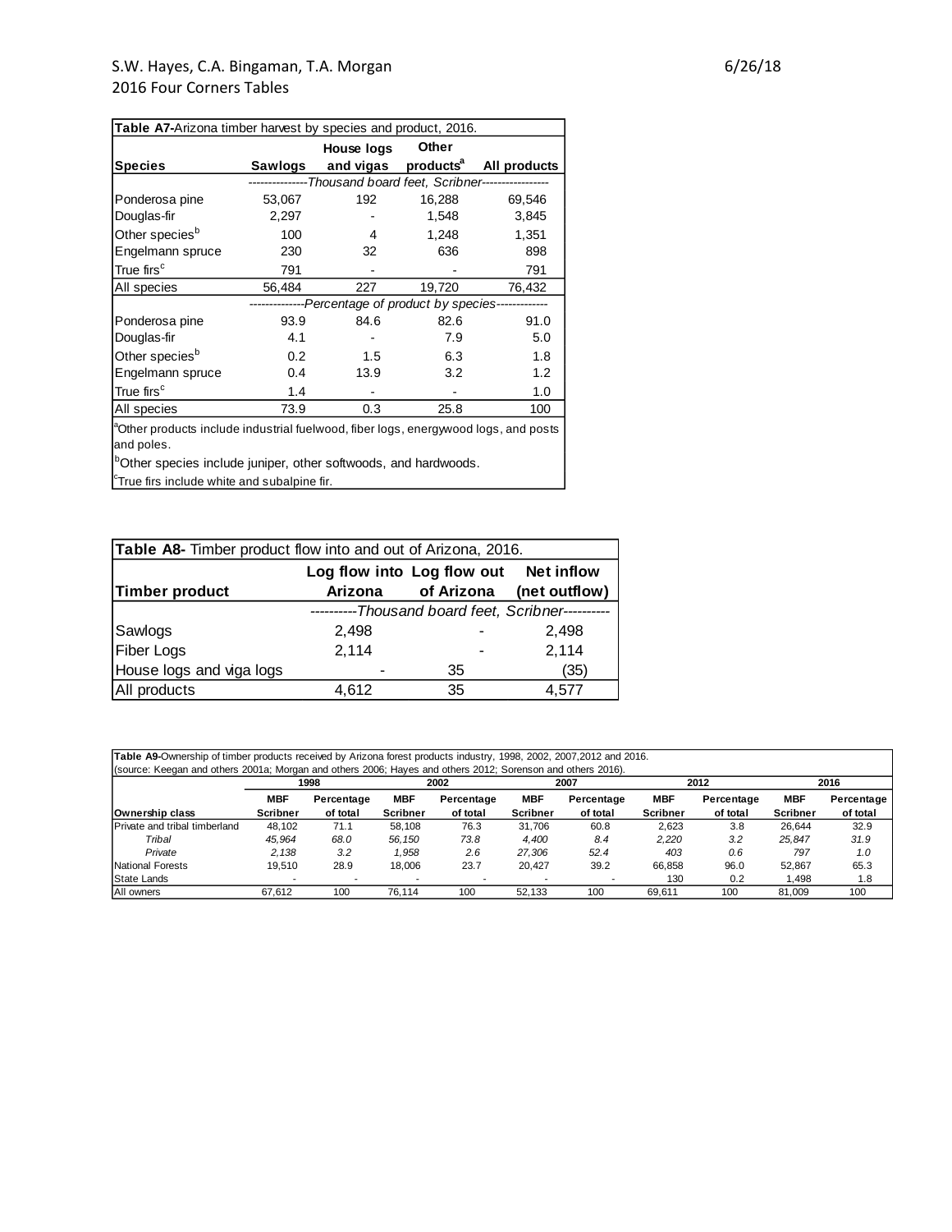**Table A7-**Arizona timber harvest by species and product, 2016.

| Species | Sawlogs | House logs and vigas | Other products[a] | All products |
|---|---|---|---|---|
| | *Thousand board feet, Scribner* | | | |
| Ponderosa pine | 53,067 | 192 | 16,288 | 69,546 |
| Douglas-fir | 2,297 | - | 1,548 | 3,845 |
| Other species[b] | 100 | 4 | 1,248 | 1,351 |
| Engelmann spruce | 230 | 32 | 636 | 898 |
| True firs[c] | 791 | - | - | 791 |
| All species | 56,484 | 227 | 19,720 | 76,432 |
| | *Percentage of product by species* | | | |
| Ponderosa pine | 93.9 | 84.6 | 82.6 | 91.0 |
| Douglas-fir | 4.1 | - | 7.9 | 5.0 |
| Other species[b] | 0.2 | 1.5 | 6.3 | 1.8 |
| Engelmann spruce | 0.4 | 13.9 | 3.2 | 1.2 |
| True firs[c] | 1.4 | - | - | 1.0 |
| All species | 73.9 | 0.3 | 25.8 | 100 |

[a]Other products include industrial fuelwood, fiber logs, energywood logs, and posts and poles.

[b]Other species include juniper, other softwoods, and hardwoods.

[c]True firs include white and subalpine fir.

**Table A8-** Timber product flow into and out of Arizona, 2016.

| Timber product | Log flow into Arizona | Log flow out of Arizona | Net inflow (net outflow) |
|---|---|---|---|
| | *Thousand board feet, Scribner* | | |
| Sawlogs | 2,498 | - | 2,498 |
| Fiber Logs | 2,114 | - | 2,114 |
| House logs and viga logs | - | 35 | (35) |
| All products | 4,612 | 35 | 4,577 |

**Table A9-**Ownership of timber products received by Arizona forest products industry, 1998, 2002, 2007,2012 and 2016.
(source: Keegan and others 2001a; Morgan and others 2006; Hayes and others 2012; Sorenson and others 2016).

| | 1998 | | 2002 | | 2007 | | 2012 | | 2016 | |
|---|---|---|---|---|---|---|---|---|---|---|
| Ownership class | MBF Scribner | Percentage of total | MBF Scribner | Percentage of total | MBF Scribner | Percentage of total | MBF Scribner | Percentage of total | MBF Scribner | Percentage of total |
| Private and tribal timberland | 48,102 | 71.1 | 58,108 | 76.3 | 31,706 | 60.8 | 2,623 | 3.8 | 26,644 | 32.9 |
| *Tribal* | *45,964* | *68.0* | *56,150* | *73.8* | *4,400* | *8.4* | *2,220* | *3.2* | *25,847* | *31.9* |
| *Private* | *2,138* | *3.2* | *1,958* | *2.6* | *27,306* | *52.4* | *403* | *0.6* | *797* | *1.0* |
| National Forests | 19,510 | 28.9 | 18,006 | 23.7 | 20,427 | 39.2 | 66,858 | 96.0 | 52,867 | 65.3 |
| State Lands | - | - | - | - | - | - | 130 | 0.2 | 1,498 | 1.8 |
| All owners | 67,612 | 100 | 76,114 | 100 | 52,133 | 100 | 69,611 | 100 | 81,009 | 100 |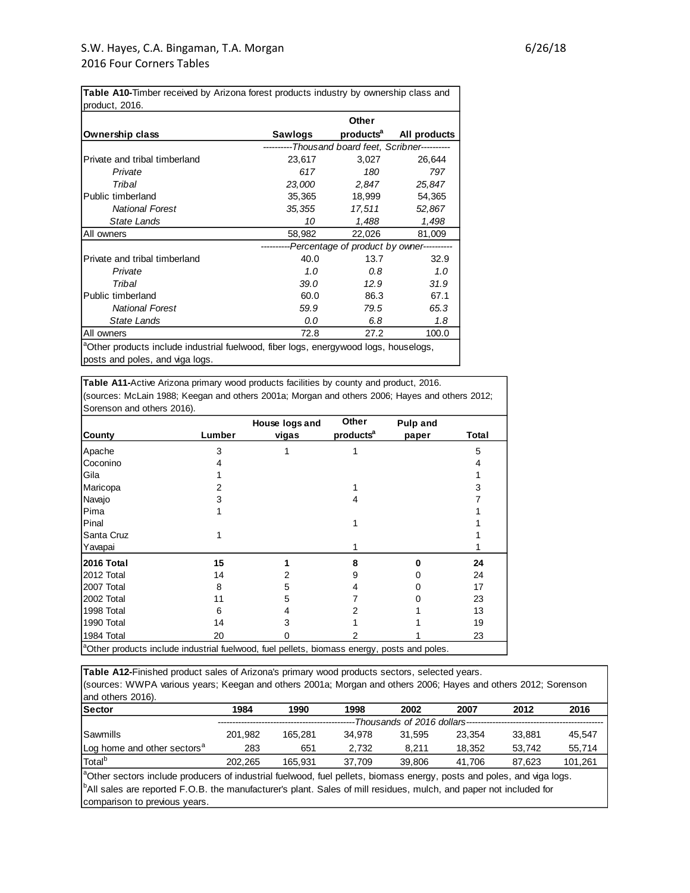**Table A10**-Timber received by Arizona forest products industry by ownership class and product, 2016.

| Ownership class | Sawlogs | Other products[a] | All products |
|---|---|---|---|
| | ----------Thousand board feet, Scribner---------- | | |
| Private and tribal timberland | 23,617 | 3,027 | 26,644 |
| *Private* | *617* | *180* | *797* |
| *Tribal* | *23,000* | *2,847* | *25,847* |
| Public timberland | 35,365 | 18,999 | 54,365 |
| *National Forest* | *35,355* | *17,511* | *52,867* |
| *State Lands* | *10* | *1,488* | *1,498* |
| All owners | 58,982 | 22,026 | 81,009 |
| | ----------Percentage of product by owner---------- | | |
| Private and tribal timberland | 40.0 | 13.7 | 32.9 |
| *Private* | *1.0* | *0.8* | *1.0* |
| *Tribal* | *39.0* | *12.9* | *31.9* |
| Public timberland | 60.0 | 86.3 | 67.1 |
| *National Forest* | *59.9* | *79.5* | *65.3* |
| *State Lands* | *0.0* | *6.8* | *1.8* |
| All owners | 72.8 | 27.2 | 100.0 |

[a]Other products include industrial fuelwood, fiber logs, energywood logs, houselogs, posts and poles, and viga logs.

**Table A11**-Active Arizona primary wood products facilities by county and product, 2016. (sources: McLain 1988; Keegan and others 2001a; Morgan and others 2006; Hayes and others 2012; Sorenson and others 2016).

| County | Lumber | House logs and vigas | Other products[a] | Pulp and paper | Total |
|---|---|---|---|---|---|
| Apache | 3 | 1 | 1 | | 5 |
| Coconino | 4 | | | | 4 |
| Gila | 1 | | | | 1 |
| Maricopa | 2 | | 1 | | 3 |
| Navajo | 3 | | 4 | | 7 |
| Pima | 1 | | | | 1 |
| Pinal | | | 1 | | 1 |
| Santa Cruz | 1 | | | | 1 |
| Yavapai | | | 1 | | 1 |
| **2016 Total** | **15** | **1** | **8** | **0** | **24** |
| 2012 Total | 14 | 2 | 9 | 0 | 24 |
| 2007 Total | 8 | 5 | 4 | 0 | 17 |
| 2002 Total | 11 | 5 | 7 | 0 | 23 |
| 1998 Total | 6 | 4 | 2 | 1 | 13 |
| 1990 Total | 14 | 3 | 1 | 1 | 19 |
| 1984 Total | 20 | 0 | 2 | 1 | 23 |

[a]Other products include industrial fuelwood, fuel pellets, biomass energy, posts and poles.

**Table A12**-Finished product sales of Arizona's primary wood products sectors, selected years. (sources: WWPA various years; Keegan and others 2001a; Morgan and others 2006; Hayes and others 2012; Sorenson and others 2016).

| Sector | 1984 | 1990 | 1998 | 2002 | 2007 | 2012 | 2016 |
|---|---|---|---|---|---|---|---|
| | ----------Thousands of 2016 dollars---------- | | | | | | |
| Sawmills | 201,982 | 165,281 | 34,978 | 31,595 | 23,354 | 33,881 | 45,547 |
| Log home and other sectors[a] | 283 | 651 | 2,732 | 8,211 | 18,352 | 53,742 | 55,714 |
| Total[b] | 202,265 | 165,931 | 37,709 | 39,806 | 41,706 | 87,623 | 101,261 |

[a]Other sectors include producers of industrial fuelwood, fuel pellets, biomass energy, posts and poles, and viga logs.
[b]All sales are reported F.O.B. the manufacturer's plant. Sales of mill residues, mulch, and paper not included for comparison to previous years.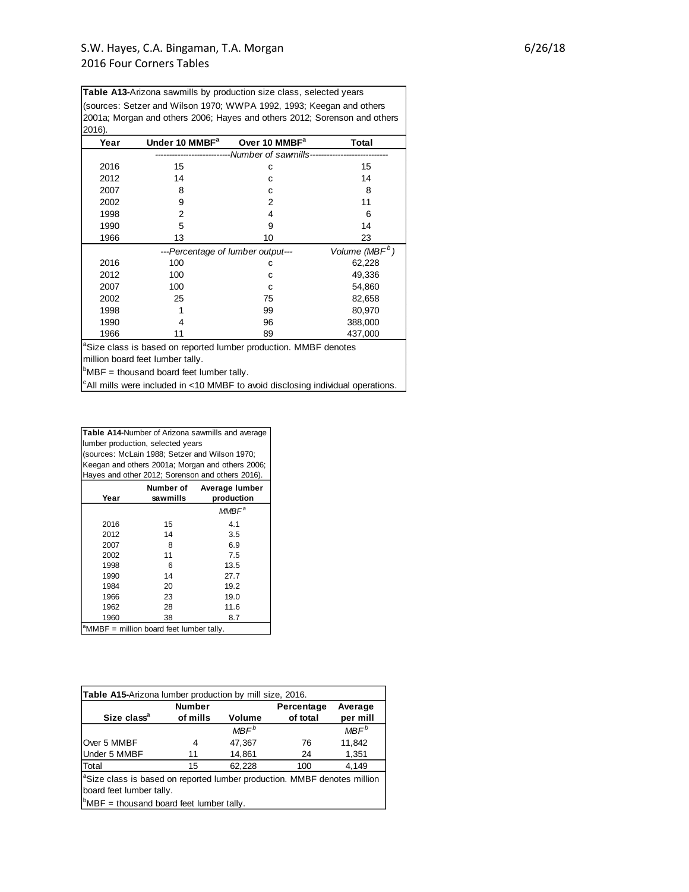**Table A13**-Arizona sawmills by production size class, selected years (sources: Setzer and Wilson 1970; WWPA 1992, 1993; Keegan and others 2001a; Morgan and others 2006; Hayes and others 2012; Sorenson and others 2016).

| Year | Under 10 MMBF[a] | Over 10 MMBF[a] | Total |
|---|---|---|---|
| | *Number of sawmills* | | |
| 2016 | 15 | c | 15 |
| 2012 | 14 | c | 14 |
| 2007 | 8 | c | 8 |
| 2002 | 9 | 2 | 11 |
| 1998 | 2 | 4 | 6 |
| 1990 | 5 | 9 | 14 |
| 1966 | 13 | 10 | 23 |
| | *Percentage of lumber output* | | *Volume (MBF[b])* |
| 2016 | 100 | c | 62,228 |
| 2012 | 100 | c | 49,336 |
| 2007 | 100 | c | 54,860 |
| 2002 | 25 | 75 | 82,658 |
| 1998 | 1 | 99 | 80,970 |
| 1990 | 4 | 96 | 388,000 |
| 1966 | 11 | 89 | 437,000 |

[a]Size class is based on reported lumber production. MMBF denotes million board feet lumber tally.

[b]MBF = thousand board feet lumber tally.

[c]All mills were included in <10 MMBF to avoid disclosing individual operations.

**Table A14**-Number of Arizona sawmills and average lumber production, selected years (sources: McLain 1988; Setzer and Wilson 1970; Keegan and others 2001a; Morgan and others 2006; Hayes and other 2012; Sorenson and others 2016).

| Year | Number of sawmills | Average lumber production |
|---|---|---|
| | | *MMBF[a]* |
| 2016 | 15 | 4.1 |
| 2012 | 14 | 3.5 |
| 2007 | 8 | 6.9 |
| 2002 | 11 | 7.5 |
| 1998 | 6 | 13.5 |
| 1990 | 14 | 27.7 |
| 1984 | 20 | 19.2 |
| 1966 | 23 | 19.0 |
| 1962 | 28 | 11.6 |
| 1960 | 38 | 8.7 |

[a]MMBF = million board feet lumber tally.

**Table A15**-Arizona lumber production by mill size, 2016.

| Size class[a] | Number of mills | Volume | Percentage of total | Average per mill |
|---|---|---|---|---|
| | | *MBF[b]* | | *MBF[b]* |
| Over 5 MMBF | 4 | 47,367 | 76 | 11,842 |
| Under 5 MMBF | 11 | 14,861 | 24 | 1,351 |
| Total | 15 | 62,228 | 100 | 4,149 |

[a]Size class is based on reported lumber production. MMBF denotes million board feet lumber tally.

[b]MBF = thousand board feet lumber tally.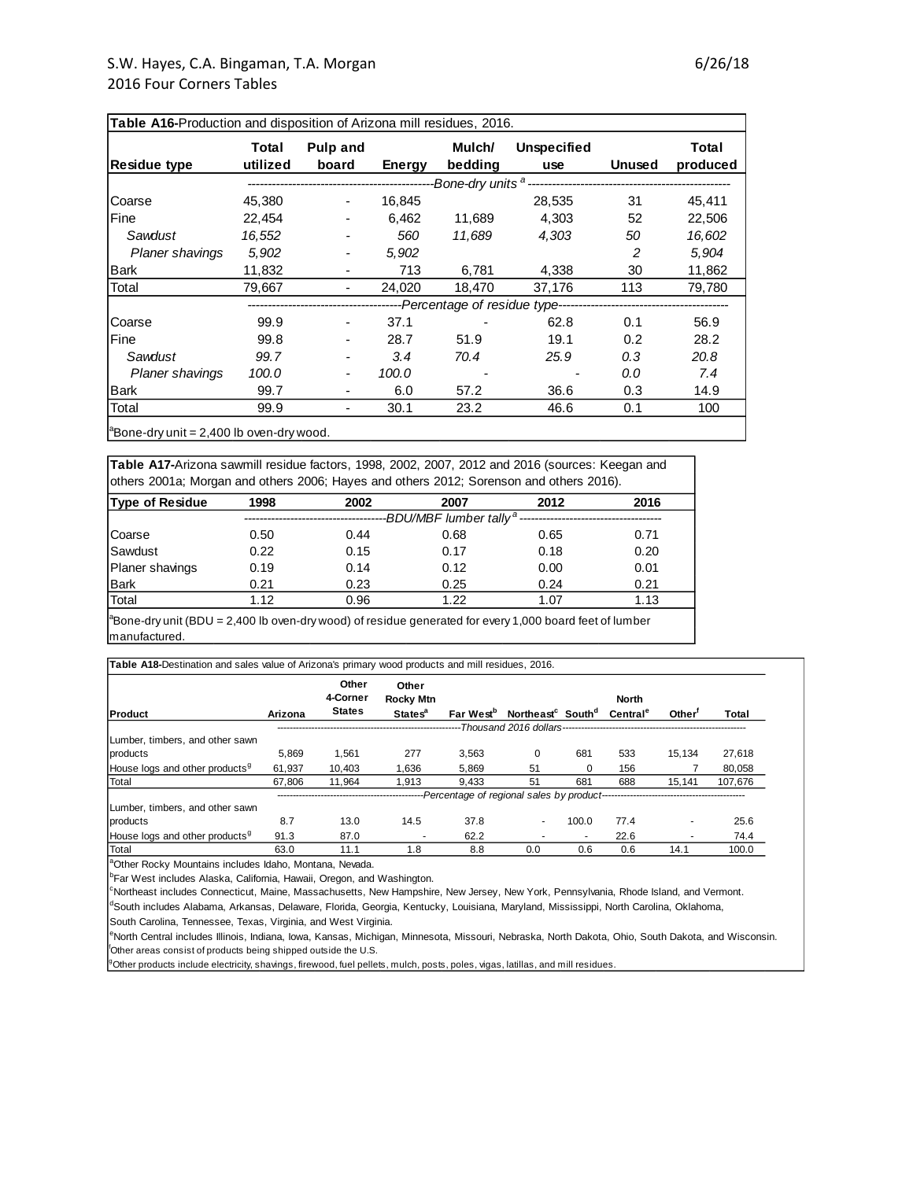**Table A16**-Production and disposition of Arizona mill residues, 2016.

| Residue type | Total utilized | Pulp and board | Energy | Mulch/ bedding | Unspecified use | Unused | Total produced |
|---|---|---|---|---|---|---|---|
| | *Bone-dry units [a]* | | | | | | |
| Coarse | 45,380 | - | 16,845 | | 28,535 | 31 | 45,411 |
| Fine | 22,454 | - | 6,462 | 11,689 | 4,303 | 52 | 22,506 |
| *Sawdust* | *16,552* | - | *560* | *11,689* | *4,303* | *50* | *16,602* |
| *Planer shavings* | *5,902* | - | *5,902* | | | *2* | *5,904* |
| Bark | 11,832 | - | 713 | 6,781 | 4,338 | 30 | 11,862 |
| Total | 79,667 | - | 24,020 | 18,470 | 37,176 | 113 | 79,780 |
| | *Percentage of residue type* | | | | | | |
| Coarse | 99.9 | - | 37.1 | - | 62.8 | 0.1 | 56.9 |
| Fine | 99.8 | - | 28.7 | 51.9 | 19.1 | 0.2 | 28.2 |
| *Sawdust* | *99.7* | - | *3.4* | *70.4* | *25.9* | *0.3* | *20.8* |
| *Planer shavings* | *100.0* | - | *100.0* | - | - | *0.0* | *7.4* |
| Bark | 99.7 | - | 6.0 | 57.2 | 36.6 | 0.3 | 14.9 |
| Total | 99.9 | - | 30.1 | 23.2 | 46.6 | 0.1 | 100 |

[a]Bone-dry unit = 2,400 lb oven-dry wood.

**Table A17**-Arizona sawmill residue factors, 1998, 2002, 2007, 2012 and 2016 (sources: Keegan and others 2001a; Morgan and others 2006; Hayes and others 2012; Sorenson and others 2016).

| Type of Residue | 1998 | 2002 | 2007 | 2012 | 2016 |
|---|---|---|---|---|---|
| | *BDU/MBF lumber tally [a]* | | | | |
| Coarse | 0.50 | 0.44 | 0.68 | 0.65 | 0.71 |
| Sawdust | 0.22 | 0.15 | 0.17 | 0.18 | 0.20 |
| Planer shavings | 0.19 | 0.14 | 0.12 | 0.00 | 0.01 |
| Bark | 0.21 | 0.23 | 0.25 | 0.24 | 0.21 |
| Total | 1.12 | 0.96 | 1.22 | 1.07 | 1.13 |

[a]Bone-dry unit (BDU = 2,400 lb oven-dry wood) of residue generated for every 1,000 board feet of lumber manufactured.

**Table A18**-Destination and sales value of Arizona's primary wood products and mill residues, 2016.

| Product | Arizona | Other 4-Corner States | Other Rocky Mtn States[a] | Far West[b] | Northeast[c] | South[d] | North Central[e] | Other[f] | Total |
|---|---|---|---|---|---|---|---|---|---|
| | *Thousand 2016 dollars* | | | | | | | | |
| Lumber, timbers, and other sawn products | 5,869 | 1,561 | 277 | 3,563 | 0 | 681 | 533 | 15,134 | 27,618 |
| House logs and other products[g] | 61,937 | 10,403 | 1,636 | 5,869 | 51 | 0 | 156 | 7 | 80,058 |
| Total | 67,806 | 11,964 | 1,913 | 9,433 | 51 | 681 | 688 | 15,141 | 107,676 |
| | *Percentage of regional sales by product* | | | | | | | | |
| Lumber, timbers, and other sawn products | 8.7 | 13.0 | 14.5 | 37.8 | - | 100.0 | 77.4 | - | 25.6 |
| House logs and other products[g] | 91.3 | 87.0 | - | 62.2 | - | - | 22.6 | - | 74.4 |
| Total | 63.0 | 11.1 | 1.8 | 8.8 | 0.0 | 0.6 | 0.6 | 14.1 | 100.0 |

[a]Other Rocky Mountains includes Idaho, Montana, Nevada.
[b]Far West includes Alaska, California, Hawaii, Oregon, and Washington.
[c]Northeast includes Connecticut, Maine, Massachusetts, New Hampshire, New Jersey, New York, Pennsylvania, Rhode Island, and Vermont.
[d]South includes Alabama, Arkansas, Delaware, Florida, Georgia, Kentucky, Louisiana, Maryland, Mississippi, North Carolina, Oklahoma, South Carolina, Tennessee, Texas, Virginia, and West Virginia.
[e]North Central includes Illinois, Indiana, Iowa, Kansas, Michigan, Minnesota, Missouri, Nebraska, North Dakota, Ohio, South Dakota, and Wisconsin.
[f]Other areas consist of products being shipped outside the U.S.
[g]Other products include electricity, shavings, firewood, fuel pellets, mulch, posts, poles, vigas, latillas, and mill residues.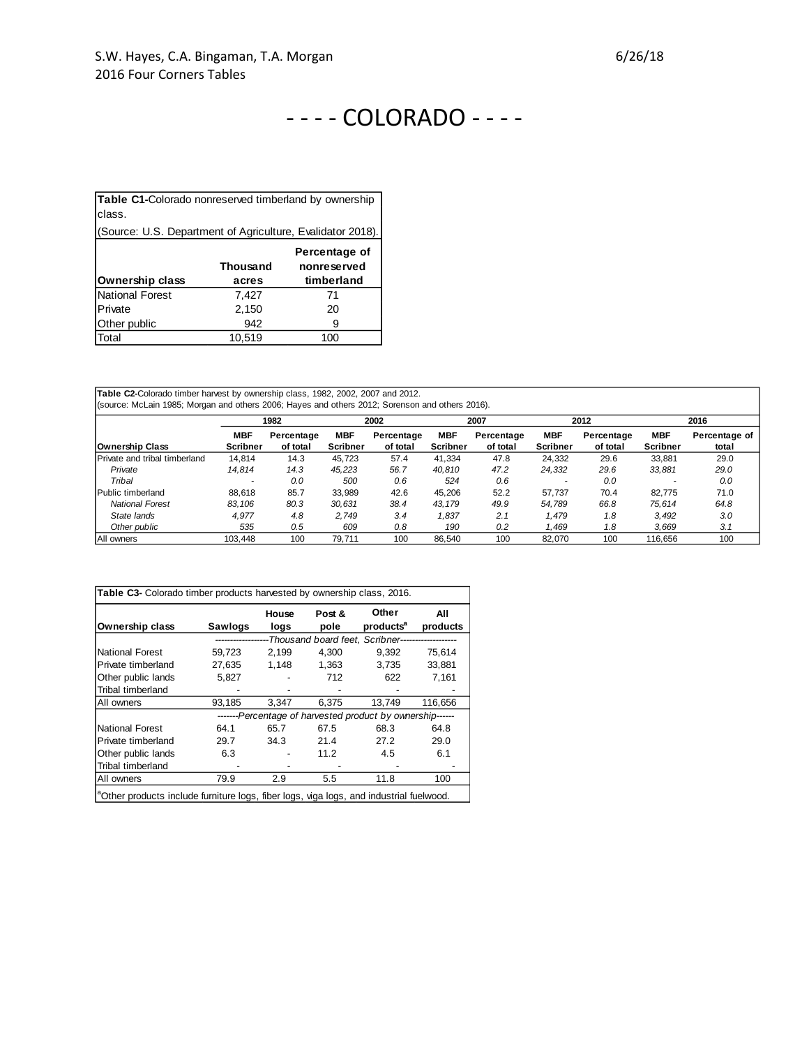# - - - - COLORADO - - - -

**Table C1-**Colorado nonreserved timberland by ownership class.
(Source: U.S. Department of Agriculture, Evalidator 2018).

| Ownership class | Thousand acres | Percentage of nonreserved timberland |
|---|---|---|
| National Forest | 7,427 | 71 |
| Private | 2,150 | 20 |
| Other public | 942 | 9 |
| Total | 10,519 | 100 |

**Table C2-**Colorado timber harvest by ownership class, 1982, 2002, 2007 and 2012.
(source: McLain 1985; Morgan and others 2006; Hayes and others 2012; Sorenson and others 2016).

| | 1982 | | 2002 | | 2007 | | 2012 | | 2016 | |
|---|---|---|---|---|---|---|---|---|---|---|
| **Ownership Class** | **MBF Scribner** | **Percentage of total** | **MBF Scribner** | **Percentage of total** | **MBF Scribner** | **Percentage of total** | **MBF Scribner** | **Percentage of total** | **MBF Scribner** | **Percentage of total** |
| Private and tribal timberland | 14,814 | 14.3 | 45,723 | 57.4 | 41,334 | 47.8 | 24,332 | 29.6 | 33,881 | 29.0 |
| *Private* | *14,814* | *14.3* | *45,223* | *56.7* | *40,810* | *47.2* | *24,332* | *29.6* | *33,881* | *29.0* |
| *Tribal* | - | *0.0* | *500* | *0.6* | *524* | *0.6* | - | *0.0* | - | *0.0* |
| Public timberland | 88,618 | 85.7 | 33,989 | 42.6 | 45,206 | 52.2 | 57,737 | 70.4 | 82,775 | 71.0 |
| *National Forest* | *83,106* | *80.3* | *30,631* | *38.4* | *43,179* | *49.9* | *54,789* | *66.8* | *75,614* | *64.8* |
| *State lands* | *4,977* | *4.8* | *2,749* | *3.4* | *1,837* | *2.1* | *1,479* | *1.8* | *3,492* | *3.0* |
| *Other public* | *535* | *0.5* | *609* | *0.8* | *190* | *0.2* | *1,469* | *1.8* | *3,669* | *3.1* |
| All owners | 103,448 | 100 | 79,711 | 100 | 86,540 | 100 | 82,070 | 100 | 116,656 | 100 |

**Table C3-** Colorado timber products harvested by ownership class, 2016.

| Ownership class | Sawlogs | House logs | Post & pole | Other products[a] | All products |
|---|---|---|---|---|---|
| | *Thousand board feet, Scribner* | | | | |
| National Forest | 59,723 | 2,199 | 4,300 | 9,392 | 75,614 |
| Private timberland | 27,635 | 1,148 | 1,363 | 3,735 | 33,881 |
| Other public lands | 5,827 | - | 712 | 622 | 7,161 |
| Tribal timberland | - | - | - | - | - |
| All owners | 93,185 | 3,347 | 6,375 | 13,749 | 116,656 |
| | *Percentage of harvested product by ownership* | | | | |
| National Forest | 64.1 | 65.7 | 67.5 | 68.3 | 64.8 |
| Private timberland | 29.7 | 34.3 | 21.4 | 27.2 | 29.0 |
| Other public lands | 6.3 | - | 11.2 | 4.5 | 6.1 |
| Tribal timberland | - | - | - | - | - |
| All owners | 79.9 | 2.9 | 5.5 | 11.8 | 100 |

[a]Other products include furniture logs, fiber logs, viga logs, and industrial fuelwood.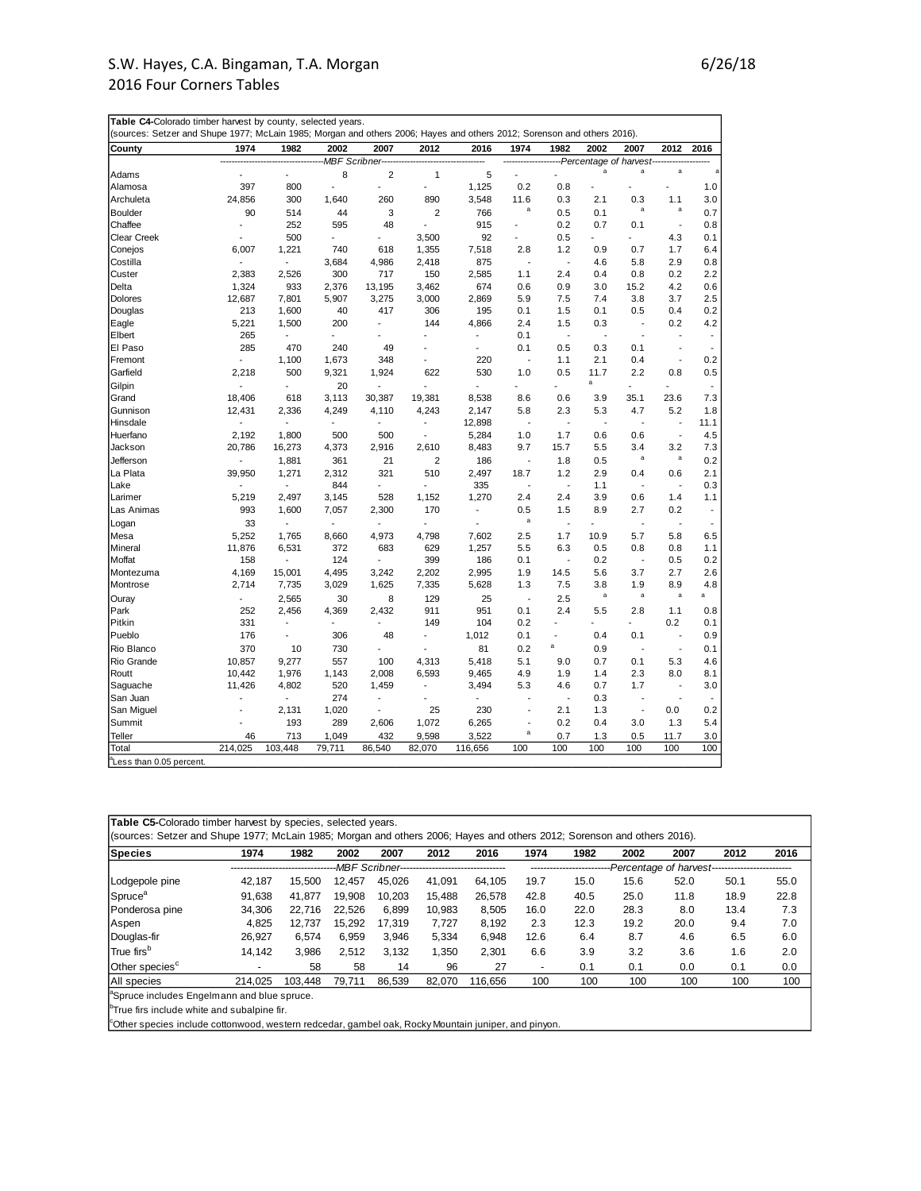**Table C4**-Colorado timber harvest by county, selected years.
(sources: Setzer and Shupe 1977; McLain 1985; Morgan and others 2006; Hayes and others 2012; Sorenson and others 2016).

| County | 1974 | 1982 | 2002 | 2007 | 2012 | 2016 | 1974 | 1982 | 2002 | 2007 | 2012 | 2016 |
|---|---|---|---|---|---|---|---|---|---|---|---|---|
| | MBF Scribner | | | | | | Percentage of harvest | | | | | |
| Adams | - | - | 8 | 2 | 1 | 5 | - | - | a | a | a | a |
| Alamosa | 397 | 800 | - | - | - | 1,125 | 0.2 | 0.8 | - | - | - | 1.0 |
| Archuleta | 24,856 | 300 | 1,640 | 260 | 890 | 3,548 | 11.6 | 0.3 | 2.1 | 0.3 | 1.1 | 3.0 |
| Boulder | 90 | 514 | 44 | 3 | 2 | 766 | a | 0.5 | 0.1 | a | a | 0.7 |
| Chaffee | - | 252 | 595 | 48 | - | 915 | - | 0.2 | 0.7 | 0.1 | - | 0.8 |
| Clear Creek | - | 500 | - | - | 3,500 | 92 | - | 0.5 | - | - | 4.3 | 0.1 |
| Conejos | 6,007 | 1,221 | 740 | 618 | 1,355 | 7,518 | 2.8 | 1.2 | 0.9 | 0.7 | 1.7 | 6.4 |
| Costilla | - | - | 3,684 | 4,986 | 2,418 | 875 | - | - | 4.6 | 5.8 | 2.9 | 0.8 |
| Custer | 2,383 | 2,526 | 300 | 717 | 150 | 2,585 | 1.1 | 2.4 | 0.4 | 0.8 | 0.2 | 2.2 |
| Delta | 1,324 | 933 | 2,376 | 13,195 | 3,462 | 674 | 0.6 | 0.9 | 3.0 | 15.2 | 4.2 | 0.6 |
| Dolores | 12,687 | 7,801 | 5,907 | 3,275 | 3,000 | 2,869 | 5.9 | 7.5 | 7.4 | 3.8 | 3.7 | 2.5 |
| Douglas | 213 | 1,600 | 40 | 417 | 306 | 195 | 0.1 | 1.5 | 0.1 | 0.5 | 0.4 | 0.2 |
| Eagle | 5,221 | 1,500 | 200 | - | 144 | 4,866 | 2.4 | 1.5 | 0.3 | - | 0.2 | 4.2 |
| Elbert | 265 | - | - | - | - | - | 0.1 | - | - | - | - | - |
| El Paso | 285 | 470 | 240 | 49 | - | - | 0.1 | 0.5 | 0.3 | 0.1 | - | - |
| Fremont | - | 1,100 | 1,673 | 348 | - | 220 | - | 1.1 | 2.1 | 0.4 | - | 0.2 |
| Garfield | 2,218 | 500 | 9,321 | 1,924 | 622 | 530 | 1.0 | 0.5 | 11.7 | 2.2 | 0.8 | 0.5 |
| Gilpin | - | - | 20 | - | - | - | - | - | a | - | - | - |
| Grand | 18,406 | 618 | 3,113 | 30,387 | 19,381 | 8,538 | 8.6 | 0.6 | 3.9 | 35.1 | 23.6 | 7.3 |
| Gunnison | 12,431 | 2,336 | 4,249 | 4,110 | 4,243 | 2,147 | 5.8 | 2.3 | 5.3 | 4.7 | 5.2 | 1.8 |
| Hinsdale | - | - | - | - | - | 12,898 | - | - | - | - | - | 11.1 |
| Huerfano | 2,192 | 1,800 | 500 | 500 | - | 5,284 | 1.0 | 1.7 | 0.6 | 0.6 | - | 4.5 |
| Jackson | 20,786 | 16,273 | 4,373 | 2,916 | 2,610 | 8,483 | 9.7 | 15.7 | 5.5 | 3.4 | 3.2 | 7.3 |
| Jefferson | - | 1,881 | 361 | 21 | 2 | 186 | - | 1.8 | 0.5 | a | a | 0.2 |
| La Plata | 39,950 | 1,271 | 2,312 | 321 | 510 | 2,497 | 18.7 | 1.2 | 2.9 | 0.4 | 0.6 | 2.1 |
| Lake | - | - | 844 | - | - | 335 | - | - | 1.1 | - | - | 0.3 |
| Larimer | 5,219 | 2,497 | 3,145 | 528 | 1,152 | 1,270 | 2.4 | 2.4 | 3.9 | 0.6 | 1.4 | 1.1 |
| Las Animas | 993 | 1,600 | 7,057 | 2,300 | 170 | - | 0.5 | 1.5 | 8.9 | 2.7 | 0.2 | - |
| Logan | 33 | - | - | - | - | - | a | - | - | - | - | - |
| Mesa | 5,252 | 1,765 | 8,660 | 4,973 | 4,798 | 7,602 | 2.5 | 1.7 | 10.9 | 5.7 | 5.8 | 6.5 |
| Mineral | 11,876 | 6,531 | 372 | 683 | 629 | 1,257 | 5.5 | 6.3 | 0.5 | 0.8 | 0.8 | 1.1 |
| Moffat | 158 | - | 124 | - | 399 | 186 | 0.1 | - | 0.2 | - | 0.5 | 0.2 |
| Montezuma | 4,169 | 15,001 | 4,495 | 3,242 | 2,202 | 2,995 | 1.9 | 14.5 | 5.6 | 3.7 | 2.7 | 2.6 |
| Montrose | 2,714 | 7,735 | 3,029 | 1,625 | 7,335 | 5,628 | 1.3 | 7.5 | 3.8 | 1.9 | 8.9 | 4.8 |
| Ouray | - | 2,565 | 30 | 8 | 129 | 25 | - | 2.5 | a | a | a | a |
| Park | 252 | 2,456 | 4,369 | 2,432 | 911 | 951 | 0.1 | 2.4 | 5.5 | 2.8 | 1.1 | 0.8 |
| Pitkin | 331 | - | - | - | 149 | 104 | 0.2 | - | - | - | 0.2 | 0.1 |
| Pueblo | 176 | - | 306 | 48 | - | 1,012 | 0.1 | - | 0.4 | 0.1 | - | 0.9 |
| Rio Blanco | 370 | 10 | 730 | - | - | 81 | 0.2 | a | 0.9 | - | - | 0.1 |
| Rio Grande | 10,857 | 9,277 | 557 | 100 | 4,313 | 5,418 | 5.1 | 9.0 | 0.7 | 0.1 | 5.3 | 4.6 |
| Routt | 10,442 | 1,976 | 1,143 | 2,008 | 6,593 | 9,465 | 4.9 | 1.9 | 1.4 | 2.3 | 8.0 | 8.1 |
| Saguache | 11,426 | 4,802 | 520 | 1,459 | - | 3,494 | 5.3 | 4.6 | 0.7 | 1.7 | - | 3.0 |
| San Juan | - | - | 274 | - | - | - | - | - | 0.3 | - | - | - |
| San Miguel | - | 2,131 | 1,020 | - | 25 | 230 | - | 2.1 | 1.3 | - | 0.0 | 0.2 |
| Summit | - | 193 | 289 | 2,606 | 1,072 | 6,265 | - | 0.2 | 0.4 | 3.0 | 1.3 | 5.4 |
| Teller | 46 | 713 | 1,049 | 432 | 9,598 | 3,522 | a | 0.7 | 1.3 | 0.5 | 11.7 | 3.0 |
| Total | 214,025 | 103,448 | 79,711 | 86,540 | 82,070 | 116,656 | 100 | 100 | 100 | 100 | 100 | 100 |

[a]Less than 0.05 percent.

**Table C5**-Colorado timber harvest by species, selected years.
(sources: Setzer and Shupe 1977; McLain 1985; Morgan and others 2006; Hayes and others 2012; Sorenson and others 2016).

| Species | 1974 | 1982 | 2002 | 2007 | 2012 | 2016 | 1974 | 1982 | 2002 | 2007 | 2012 | 2016 |
|---|---|---|---|---|---|---|---|---|---|---|---|---|
| | MBF Scribner | | | | | | Percentage of harvest | | | | | |
| Lodgepole pine | 42,187 | 15,500 | 12,457 | 45,026 | 41,091 | 64,105 | 19.7 | 15.0 | 15.6 | 52.0 | 50.1 | 55.0 |
| Spruce[a] | 91,638 | 41,877 | 19,908 | 10,203 | 15,488 | 26,578 | 42.8 | 40.5 | 25.0 | 11.8 | 18.9 | 22.8 |
| Ponderosa pine | 34,306 | 22,716 | 22,526 | 6,899 | 10,983 | 8,505 | 16.0 | 22.0 | 28.3 | 8.0 | 13.4 | 7.3 |
| Aspen | 4,825 | 12,737 | 15,292 | 17,319 | 7,727 | 8,192 | 2.3 | 12.3 | 19.2 | 20.0 | 9.4 | 7.0 |
| Douglas-fir | 26,927 | 6,574 | 6,959 | 3,946 | 5,334 | 6,948 | 12.6 | 6.4 | 8.7 | 4.6 | 6.5 | 6.0 |
| True firs[b] | 14,142 | 3,986 | 2,512 | 3,132 | 1,350 | 2,301 | 6.6 | 3.9 | 3.2 | 3.6 | 1.6 | 2.0 |
| Other species[c] | - | 58 | 58 | 14 | 96 | 27 | - | 0.1 | 0.1 | 0.0 | 0.1 | 0.0 |
| All species | 214,025 | 103,448 | 79,711 | 86,539 | 82,070 | 116,656 | 100 | 100 | 100 | 100 | 100 | 100 |

[a]Spruce includes Engelmann and blue spruce.
[b]True firs include white and subalpine fir.
[c]Other species include cottonwood, western redcedar, gambel oak, Rocky Mountain juniper, and pinyon.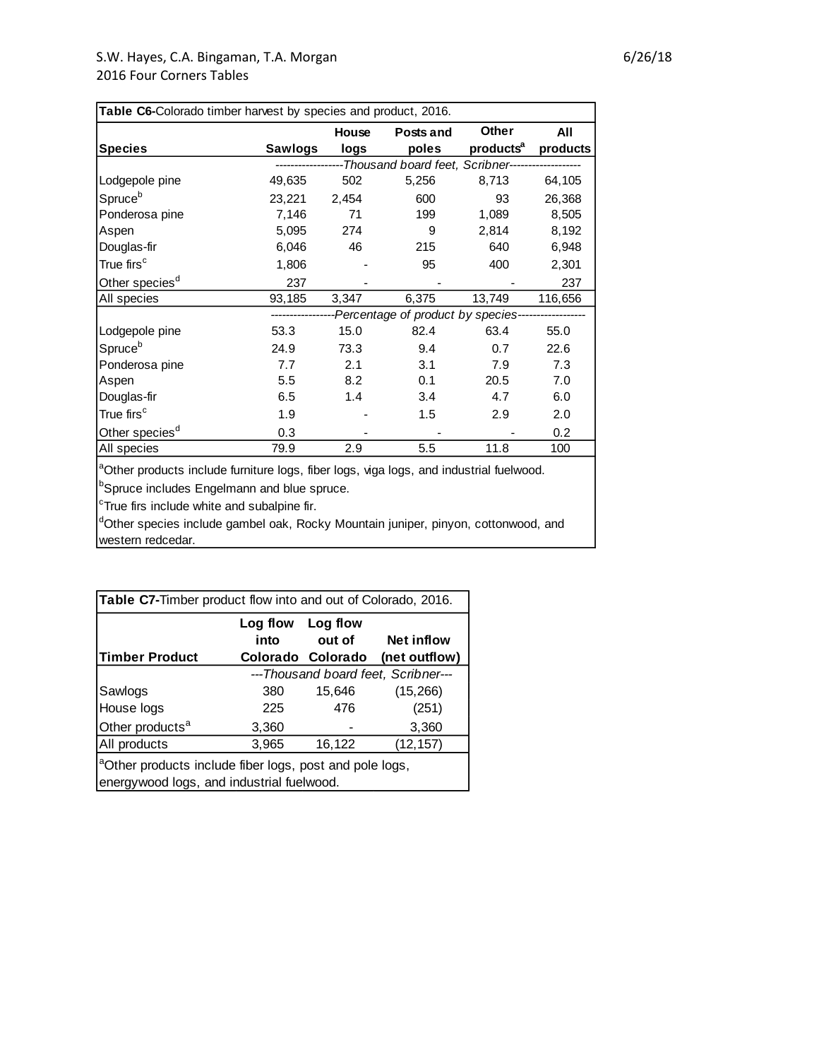**Table C6**-Colorado timber harvest by species and product, 2016.

| Species | Sawlogs | House logs | Posts and poles | Other products[a] | All products |
|---|---|---|---|---|---|
| | *Thousand board feet, Scribner* | | | | |
| Lodgepole pine | 49,635 | 502 | 5,256 | 8,713 | 64,105 |
| Spruce[b] | 23,221 | 2,454 | 600 | 93 | 26,368 |
| Ponderosa pine | 7,146 | 71 | 199 | 1,089 | 8,505 |
| Aspen | 5,095 | 274 | 9 | 2,814 | 8,192 |
| Douglas-fir | 6,046 | 46 | 215 | 640 | 6,948 |
| True firs[c] | 1,806 | - | 95 | 400 | 2,301 |
| Other species[d] | 237 | - | - | - | 237 |
| All species | 93,185 | 3,347 | 6,375 | 13,749 | 116,656 |
| | *Percentage of product by species* | | | | |
| Lodgepole pine | 53.3 | 15.0 | 82.4 | 63.4 | 55.0 |
| Spruce[b] | 24.9 | 73.3 | 9.4 | 0.7 | 22.6 |
| Ponderosa pine | 7.7 | 2.1 | 3.1 | 7.9 | 7.3 |
| Aspen | 5.5 | 8.2 | 0.1 | 20.5 | 7.0 |
| Douglas-fir | 6.5 | 1.4 | 3.4 | 4.7 | 6.0 |
| True firs[c] | 1.9 | - | 1.5 | 2.9 | 2.0 |
| Other species[d] | 0.3 | - | - | - | 0.2 |
| All species | 79.9 | 2.9 | 5.5 | 11.8 | 100 |

[a]Other products include furniture logs, fiber logs, viga logs, and industrial fuelwood.

[b]Spruce includes Engelmann and blue spruce.

[c]True firs include white and subalpine fir.

[d]Other species include gambel oak, Rocky Mountain juniper, pinyon, cottonwood, and western redcedar.

**Table C7**-Timber product flow into and out of Colorado, 2016.

| Timber Product | Log flow into Colorado | Log flow out of Colorado | Net inflow (net outflow) |
|---|---|---|---|
| | *Thousand board feet, Scribner* | | |
| Sawlogs | 380 | 15,646 | (15,266) |
| House logs | 225 | 476 | (251) |
| Other products[a] | 3,360 | - | 3,360 |
| All products | 3,965 | 16,122 | (12,157) |

[a]Other products include fiber logs, post and pole logs, energywood logs, and industrial fuelwood.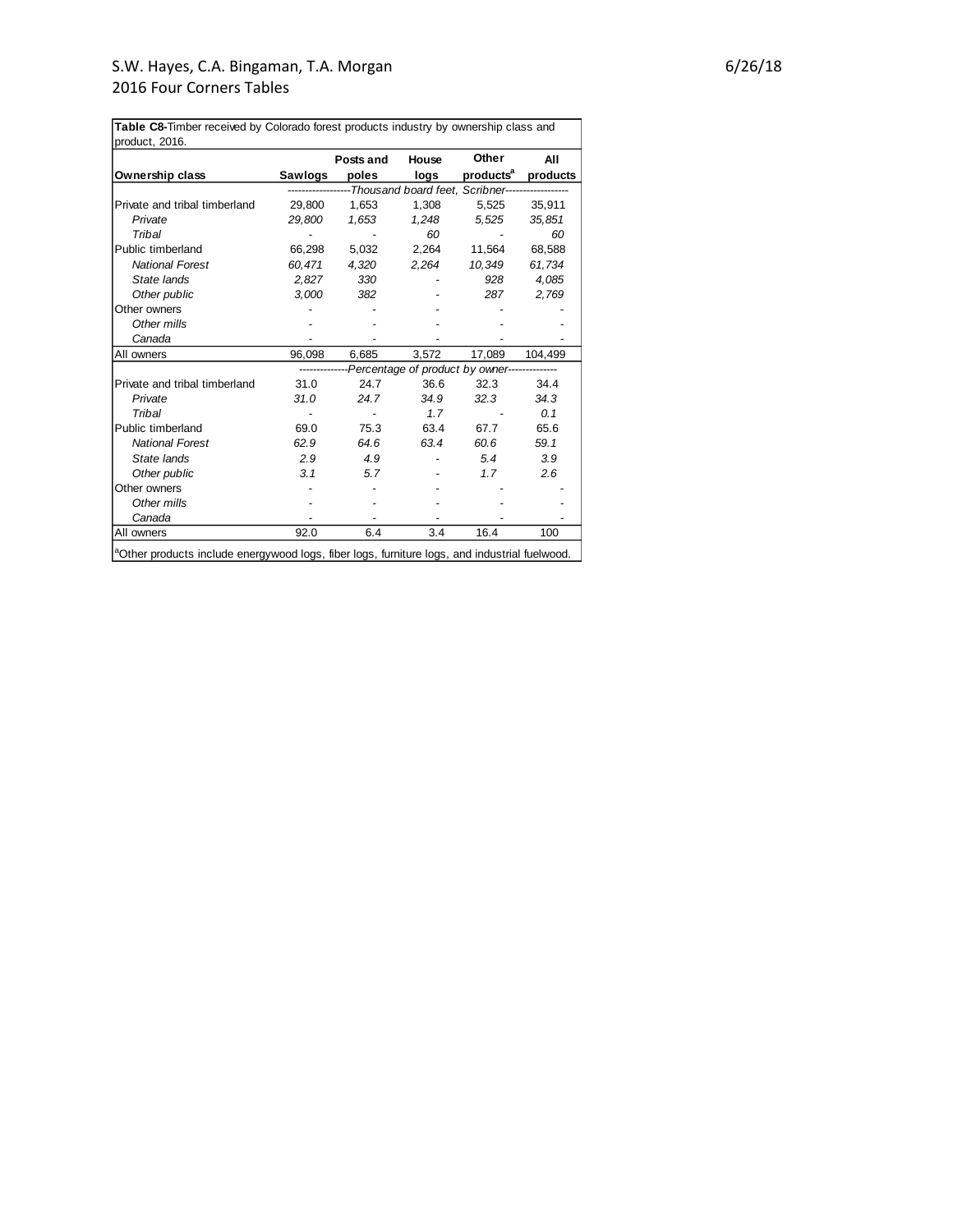**Table C8**-Timber received by Colorado forest products industry by ownership class and product, 2016.

| Ownership class | Sawlogs | Posts and poles | House logs | Other products[a] | All products |
|---|---|---|---|---|---|
| | *Thousand board feet, Scribner* | | | | |
| Private and tribal timberland | 29,800 | 1,653 | 1,308 | 5,525 | 35,911 |
| *Private* | *29,800* | *1,653* | *1,248* | *5,525* | *35,851* |
| *Tribal* | - | - | *60* | - | *60* |
| Public timberland | 66,298 | 5,032 | 2,264 | 11,564 | 68,588 |
| *National Forest* | *60,471* | *4,320* | *2,264* | *10,349* | *61,734* |
| *State lands* | *2,827* | *330* | - | *928* | *4,085* |
| *Other public* | *3,000* | *382* | - | *287* | *2,769* |
| Other owners | - | - | - | - | - |
| *Other mills* | - | - | - | - | - |
| *Canada* | - | - | - | - | - |
| All owners | 96,098 | 6,685 | 3,572 | 17,089 | 104,499 |
| | *Percentage of product by owner* | | | | |
| Private and tribal timberland | 31.0 | 24.7 | 36.6 | 32.3 | 34.4 |
| *Private* | *31.0* | *24.7* | *34.9* | *32.3* | *34.3* |
| *Tribal* | - | - | *1.7* | - | *0.1* |
| Public timberland | 69.0 | 75.3 | 63.4 | 67.7 | 65.6 |
| *National Forest* | *62.9* | *64.6* | *63.4* | *60.6* | *59.1* |
| *State lands* | *2.9* | *4.9* | - | *5.4* | *3.9* |
| *Other public* | *3.1* | *5.7* | - | *1.7* | *2.6* |
| Other owners | - | - | - | - | - |
| *Other mills* | - | - | - | - | - |
| *Canada* | - | - | - | - | - |
| All owners | 92.0 | 6.4 | 3.4 | 16.4 | 100 |

[a]Other products include energywood logs, fiber logs, furniture logs, and industrial fuelwood.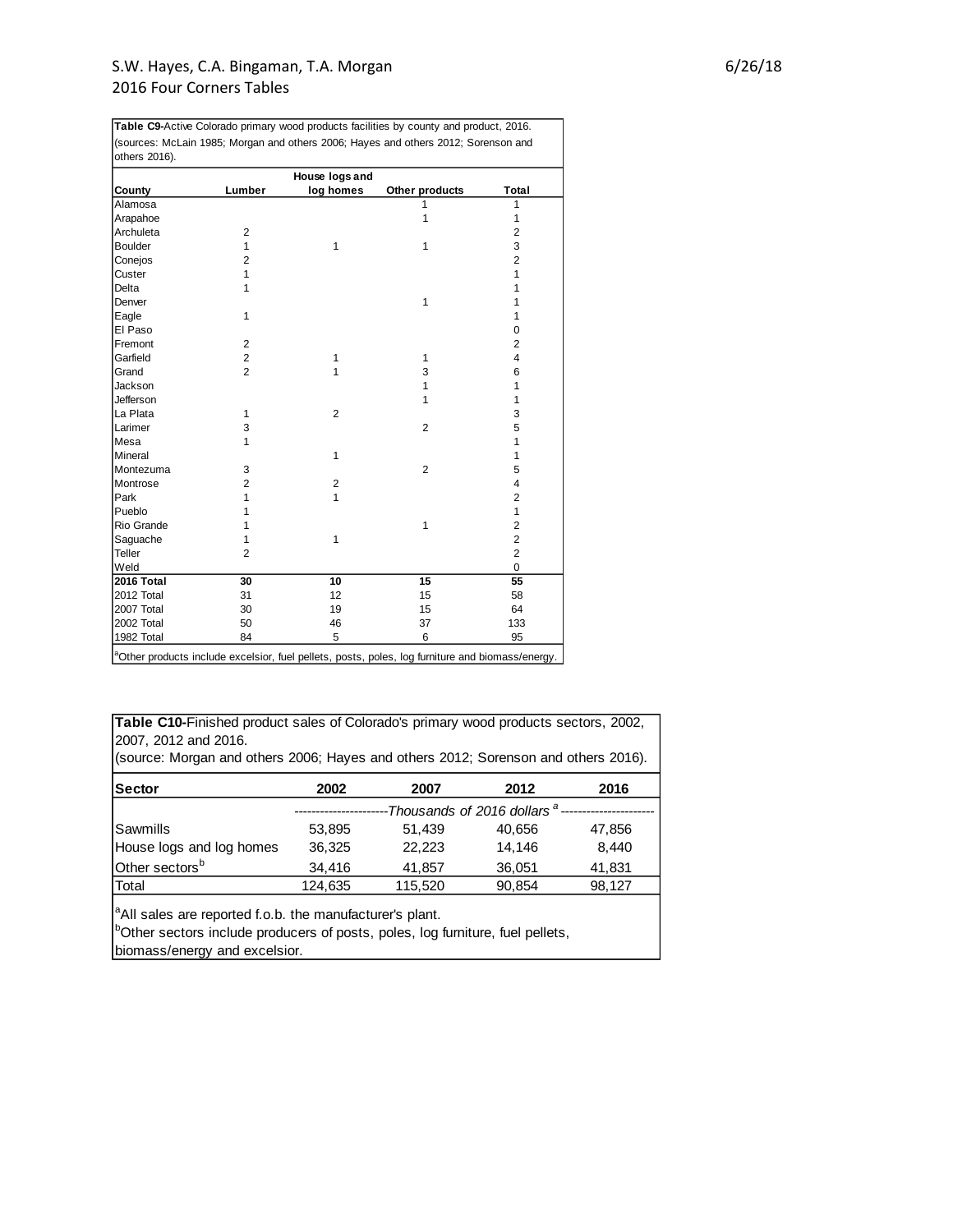**Table C9-**Active Colorado primary wood products facilities by county and product, 2016. (sources: McLain 1985; Morgan and others 2006; Hayes and others 2012; Sorenson and others 2016).

| County | Lumber | House logs and log homes | Other products | Total |
|---|---|---|---|---|
| Alamosa | | | 1 | 1 |
| Arapahoe | | | 1 | 1 |
| Archuleta | 2 | | | 2 |
| Boulder | 1 | 1 | 1 | 3 |
| Conejos | 2 | | | 2 |
| Custer | 1 | | | 1 |
| Delta | 1 | | | 1 |
| Denver | | | 1 | 1 |
| Eagle | 1 | | | 1 |
| El Paso | | | | 0 |
| Fremont | 2 | | | 2 |
| Garfield | 2 | 1 | 1 | 4 |
| Grand | 2 | 1 | 3 | 6 |
| Jackson | | | 1 | 1 |
| Jefferson | | | 1 | 1 |
| La Plata | 1 | 2 | | 3 |
| Larimer | 3 | | 2 | 5 |
| Mesa | 1 | | | 1 |
| Mineral | | 1 | | 1 |
| Montezuma | 3 | | 2 | 5 |
| Montrose | 2 | 2 | | 4 |
| Park | 1 | 1 | | 2 |
| Pueblo | 1 | | | 1 |
| Rio Grande | 1 | | 1 | 2 |
| Saguache | 1 | 1 | | 2 |
| Teller | 2 | | | 2 |
| Weld | | | | 0 |
| **2016 Total** | **30** | **10** | **15** | **55** |
| 2012 Total | 31 | 12 | 15 | 58 |
| 2007 Total | 30 | 19 | 15 | 64 |
| 2002 Total | 50 | 46 | 37 | 133 |
| 1982 Total | 84 | 5 | 6 | 95 |

[a]Other products include excelsior, fuel pellets, posts, poles, log furniture and biomass/energy.

**Table C10-**Finished product sales of Colorado's primary wood products sectors, 2002, 2007, 2012 and 2016.
(source: Morgan and others 2006; Hayes and others 2012; Sorenson and others 2016).

| Sector | 2002 | 2007 | 2012 | 2016 |
|---|---|---|---|---|
| | *Thousands of 2016 dollars* [a] | | | |
| Sawmills | 53,895 | 51,439 | 40,656 | 47,856 |
| House logs and log homes | 36,325 | 22,223 | 14,146 | 8,440 |
| Other sectors[b] | 34,416 | 41,857 | 36,051 | 41,831 |
| Total | 124,635 | 115,520 | 90,854 | 98,127 |

[a]All sales are reported f.o.b. the manufacturer's plant.
[b]Other sectors include producers of posts, poles, log furniture, fuel pellets, biomass/energy and excelsior.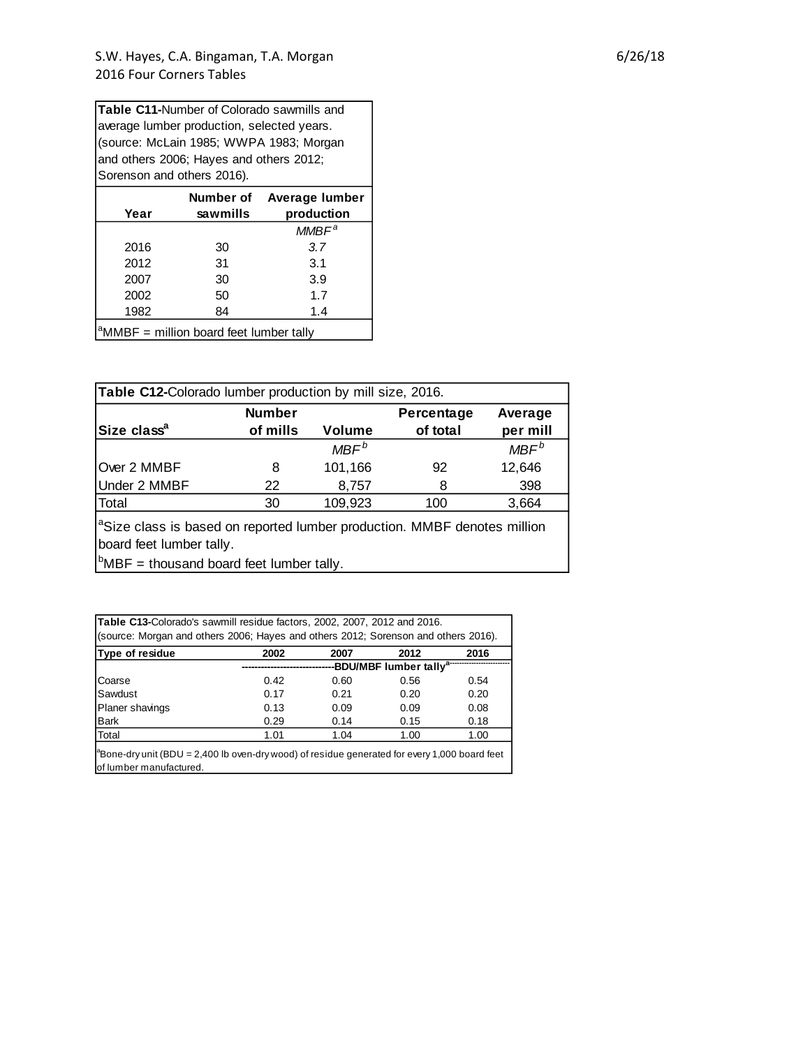**Table C11-**Number of Colorado sawmills and average lumber production, selected years. (source: McLain 1985; WWPA 1983; Morgan and others 2006; Hayes and others 2012; Sorenson and others 2016).

| Year | Number of sawmills | Average lumber production |
|---|---|---|
| | | *MMBF*[a] |
| 2016 | 30 | *3.7* |
| 2012 | 31 | 3.1 |
| 2007 | 30 | 3.9 |
| 2002 | 50 | 1.7 |
| 1982 | 84 | 1.4 |

[a]MMBF = million board feet lumber tally

**Table C12-**Colorado lumber production by mill size, 2016.

| Size class[a] | Number of mills | Volume | Percentage of total | Average per mill |
|---|---|---|---|---|
| | | *MBF*[b] | | *MBF*[b] |
| Over 2 MMBF | 8 | 101,166 | 92 | 12,646 |
| Under 2 MMBF | 22 | 8,757 | 8 | 398 |
| Total | 30 | 109,923 | 100 | 3,664 |

[a]Size class is based on reported lumber production. MMBF denotes million board feet lumber tally.
[b]MBF = thousand board feet lumber tally.

**Table C13-**Colorado's sawmill residue factors, 2002, 2007, 2012 and 2016. (source: Morgan and others 2006; Hayes and others 2012; Sorenson and others 2016).

| Type of residue | 2002 | 2007 | 2012 | 2016 |
|---|---|---|---|---|
| | BDU/MBF lumber tally[a] | | | |
| Coarse | 0.42 | 0.60 | 0.56 | 0.54 |
| Sawdust | 0.17 | 0.21 | 0.20 | 0.20 |
| Planer shavings | 0.13 | 0.09 | 0.09 | 0.08 |
| Bark | 0.29 | 0.14 | 0.15 | 0.18 |
| Total | 1.01 | 1.04 | 1.00 | 1.00 |

[a]Bone-dry unit (BDU = 2,400 lb oven-dry wood) of residue generated for every 1,000 board feet of lumber manufactured.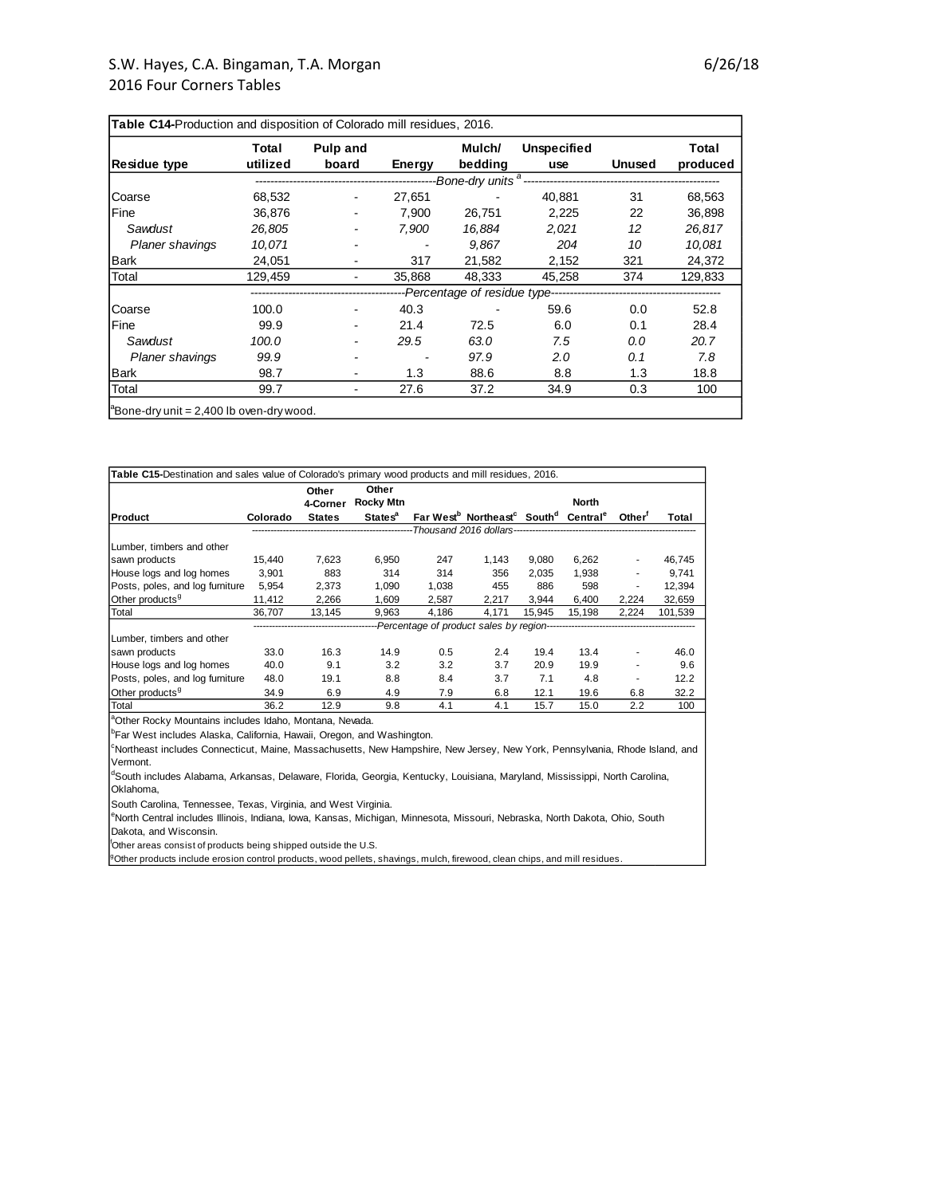**Table C14**-Production and disposition of Colorado mill residues, 2016.

| Residue type | Total utilized | Pulp and board | Energy | Mulch/ bedding | Unspecified use | Unused | Total produced |
|---|---|---|---|---|---|---|---|
| | Bone-dry units [a] | | | | | | |
| Coarse | 68,532 | - | 27,651 | - | 40,881 | 31 | 68,563 |
| Fine | 36,876 | - | 7,900 | 26,751 | 2,225 | 22 | 36,898 |
| *Sawdust* | *26,805* | - | *7,900* | *16,884* | *2,021* | *12* | *26,817* |
| *Planer shavings* | *10,071* | - | - | *9,867* | *204* | *10* | *10,081* |
| Bark | 24,051 | - | 317 | 21,582 | 2,152 | 321 | 24,372 |
| Total | 129,459 | - | 35,868 | 48,333 | 45,258 | 374 | 129,833 |
| | Percentage of residue type | | | | | | |
| Coarse | 100.0 | - | 40.3 | - | 59.6 | 0.0 | 52.8 |
| Fine | 99.9 | - | 21.4 | 72.5 | 6.0 | 0.1 | 28.4 |
| *Sawdust* | *100.0* | - | *29.5* | *63.0* | *7.5* | *0.0* | *20.7* |
| *Planer shavings* | *99.9* | - | - | *97.9* | *2.0* | *0.1* | *7.8* |
| Bark | 98.7 | - | 1.3 | 88.6 | 8.8 | 1.3 | 18.8 |
| Total | 99.7 | - | 27.6 | 37.2 | 34.9 | 0.3 | 100 |

[a]Bone-dry unit = 2,400 lb oven-dry wood.

**Table C15**-Destination and sales value of Colorado's primary wood products and mill residues, 2016.

| Product | Colorado | Other 4-Corner States | Other Rocky Mtn States[a] | Far West[b] | Northeast[c] | South[d] | North Central[e] | Other[f] | Total |
|---|---|---|---|---|---|---|---|---|---|
| | Thousand 2016 dollars | | | | | | | | |
| Lumber, timbers and other sawn products | 15,440 | 7,623 | 6,950 | 247 | 1,143 | 9,080 | 6,262 | - | 46,745 |
| House logs and log homes | 3,901 | 883 | 314 | 314 | 356 | 2,035 | 1,938 | - | 9,741 |
| Posts, poles, and log furniture | 5,954 | 2,373 | 1,090 | 1,038 | 455 | 886 | 598 | - | 12,394 |
| Other products[g] | 11,412 | 2,266 | 1,609 | 2,587 | 2,217 | 3,944 | 6,400 | 2,224 | 32,659 |
| Total | 36,707 | 13,145 | 9,963 | 4,186 | 4,171 | 15,945 | 15,198 | 2,224 | 101,539 |
| | Percentage of product sales by region | | | | | | | | |
| Lumber, timbers and other sawn products | 33.0 | 16.3 | 14.9 | 0.5 | 2.4 | 19.4 | 13.4 | - | 46.0 |
| House logs and log homes | 40.0 | 9.1 | 3.2 | 3.2 | 3.7 | 20.9 | 19.9 | - | 9.6 |
| Posts, poles, and log furniture | 48.0 | 19.1 | 8.8 | 8.4 | 3.7 | 7.1 | 4.8 | - | 12.2 |
| Other products[g] | 34.9 | 6.9 | 4.9 | 7.9 | 6.8 | 12.1 | 19.6 | 6.8 | 32.2 |
| Total | 36.2 | 12.9 | 9.8 | 4.1 | 4.1 | 15.7 | 15.0 | 2.2 | 100 |

[a]Other Rocky Mountains includes Idaho, Montana, Nevada.

[b]Far West includes Alaska, California, Hawaii, Oregon, and Washington.

[c]Northeast includes Connecticut, Maine, Massachusetts, New Hampshire, New Jersey, New York, Pennsylvania, Rhode Island, and Vermont.

[d]South includes Alabama, Arkansas, Delaware, Florida, Georgia, Kentucky, Louisiana, Maryland, Mississippi, North Carolina, Oklahoma,
South Carolina, Tennessee, Texas, Virginia, and West Virginia.

[e]North Central includes Illinois, Indiana, Iowa, Kansas, Michigan, Minnesota, Missouri, Nebraska, North Dakota, Ohio, South Dakota, and Wisconsin.

[f]Other areas consist of products being shipped outside the U.S.

[g]Other products include erosion control products, wood pellets, shavings, mulch, firewood, clean chips, and mill residues.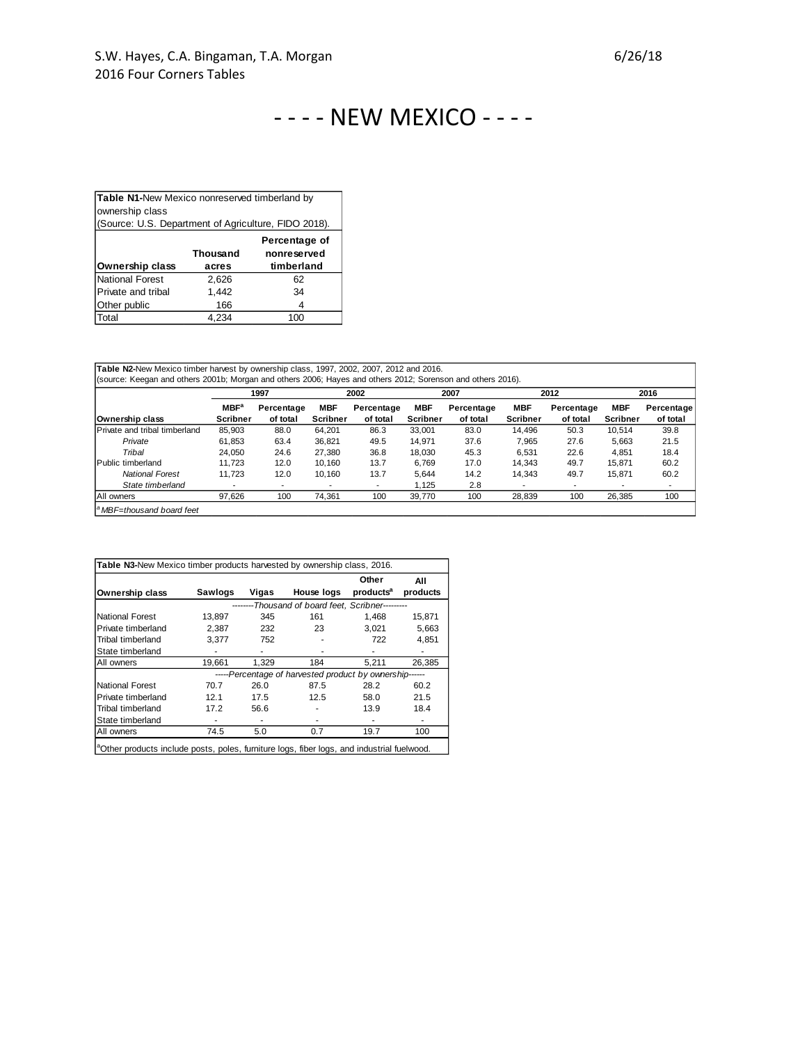S.W. Hayes, C.A. Bingaman, T.A. Morgan
2016 Four Corners Tables

6/26/18

# - - - - NEW MEXICO - - - -

**Table N1-**New Mexico nonreserved timberland by ownership class (Source: U.S. Department of Agriculture, FIDO 2018).

| Ownership class | Thousand acres | Percentage of nonreserved timberland |
|---|---|---|
| National Forest | 2,626 | 62 |
| Private and tribal | 1,442 | 34 |
| Other public | 166 | 4 |
| Total | 4,234 | 100 |

**Table N2-**New Mexico timber harvest by ownership class, 1997, 2002, 2007, 2012 and 2016.
(source: Keegan and others 2001b; Morgan and others 2006; Hayes and others 2012; Sorenson and others 2016).

| | 1997 | | 2002 | | 2007 | | 2012 | | 2016 | |
|---|---|---|---|---|---|---|---|---|---|---|
| Ownership class | MBF[a] Scribner | Percentage of total | MBF Scribner | Percentage of total | MBF Scribner | Percentage of total | MBF Scribner | Percentage of total | MBF Scribner | Percentage of total |
| Private and tribal timberland | 85,903 | 88.0 | 64,201 | 86.3 | 33,001 | 83.0 | 14,496 | 50.3 | 10,514 | 39.8 |
| *Private* | 61,853 | 63.4 | 36,821 | 49.5 | 14,971 | 37.6 | 7,965 | 27.6 | 5,663 | 21.5 |
| *Tribal* | 24,050 | 24.6 | 27,380 | 36.8 | 18,030 | 45.3 | 6,531 | 22.6 | 4,851 | 18.4 |
| Public timberland | 11,723 | 12.0 | 10,160 | 13.7 | 6,769 | 17.0 | 14,343 | 49.7 | 15,871 | 60.2 |
| *National Forest* | 11,723 | 12.0 | 10,160 | 13.7 | 5,644 | 14.2 | 14,343 | 49.7 | 15,871 | 60.2 |
| *State timberland* | - | - | - | - | 1,125 | 2.8 | - | - | - | - |
| All owners | 97,626 | 100 | 74,361 | 100 | 39,770 | 100 | 28,839 | 100 | 26,385 | 100 |

[a] *MBF=thousand board feet*

**Table N3-**New Mexico timber products harvested by ownership class, 2016.

| Ownership class | Sawlogs | Vigas | House logs | Other products[a] | All products |
|---|---|---|---|---|---|
| | *--------Thousand of board feet, Scribner---------* | | | | |
| National Forest | 13,897 | 345 | 161 | 1,468 | 15,871 |
| Private timberland | 2,387 | 232 | 23 | 3,021 | 5,663 |
| Tribal timberland | 3,377 | 752 | - | 722 | 4,851 |
| State timberland | - | - | - | - | - |
| All owners | 19,661 | 1,329 | 184 | 5,211 | 26,385 |
| | *-----Percentage of harvested product by ownership------* | | | | |
| National Forest | 70.7 | 26.0 | 87.5 | 28.2 | 60.2 |
| Private timberland | 12.1 | 17.5 | 12.5 | 58.0 | 21.5 |
| Tribal timberland | 17.2 | 56.6 | - | 13.9 | 18.4 |
| State timberland | - | - | - | - | - |
| All owners | 74.5 | 5.0 | 0.7 | 19.7 | 100 |

[a]Other products include posts, poles, furniture logs, fiber logs, and industrial fuelwood.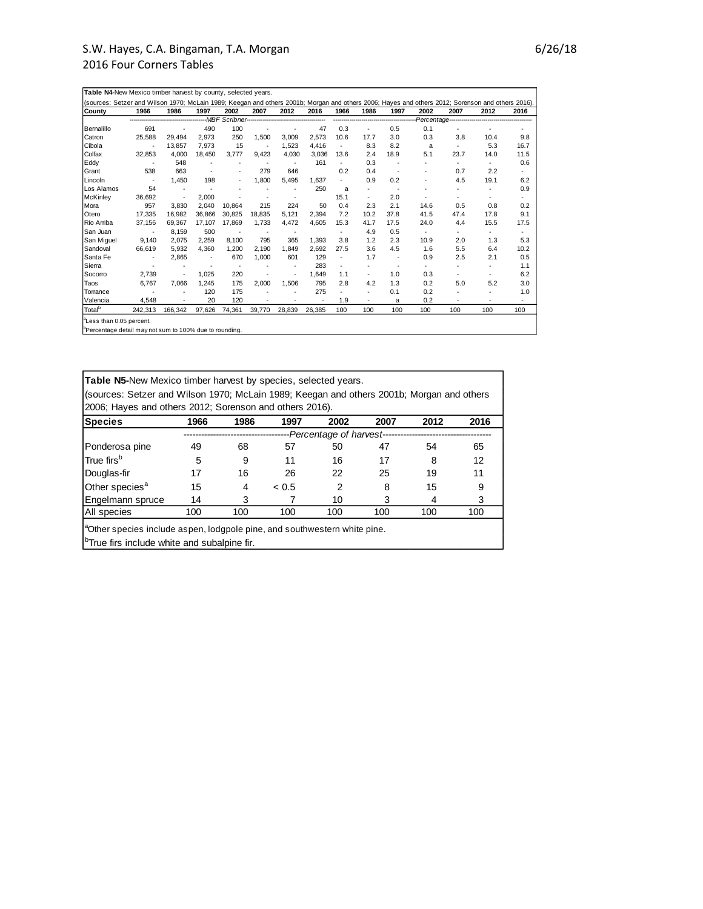**Table N4**-New Mexico timber harvest by county, selected years.

(sources: Setzer and Wilson 1970; McLain 1989; Keegan and others 2001b; Morgan and others 2006; Hayes and others 2012; Sorenson and others 2016).

| County | 1966 | 1986 | 1997 | 2002 | 2007 | 2012 | 2016 | 1966 | 1986 | 1997 | 2002 | 2007 | 2012 | 2016 |
|---|---|---|---|---|---|---|---|---|---|---|---|---|---|---|
| | MBF Scribner | | | | | | | Percentage | | | | | | |
| Bernalillo | 691 | - | 490 | 100 | - | - | 47 | 0.3 | - | 0.5 | 0.1 | - | - | - |
| Catron | 25,588 | 29,494 | 2,973 | 250 | 1,500 | 3,009 | 2,573 | 10.6 | 17.7 | 3.0 | 0.3 | 3.8 | 10.4 | 9.8 |
| Cibola | - | 13,857 | 7,973 | 15 | - | 1,523 | 4,416 | - | 8.3 | 8.2 | a | - | 5.3 | 16.7 |
| Colfax | 32,853 | 4,000 | 18,450 | 3,777 | 9,423 | 4,030 | 3,036 | 13.6 | 2.4 | 18.9 | 5.1 | 23.7 | 14.0 | 11.5 |
| Eddy | - | 548 | - | - | - | - | 161 | - | 0.3 | - | - | - | - | 0.6 |
| Grant | 538 | 663 | - | - | 279 | 646 | | 0.2 | 0.4 | - | - | 0.7 | 2.2 | - |
| Lincoln | - | 1,450 | 198 | - | 1,800 | 5,495 | 1,637 | - | 0.9 | 0.2 | - | 4.5 | 19.1 | 6.2 |
| Los Alamos | 54 | - | - | - | - | - | 250 | a | - | - | - | - | - | 0.9 |
| McKinley | 36,692 | - | 2,000 | - | - | - | | 15.1 | - | 2.0 | - | - | - | - |
| Mora | 957 | 3,830 | 2,040 | 10,864 | 215 | 224 | 50 | 0.4 | 2.3 | 2.1 | 14.6 | 0.5 | 0.8 | 0.2 |
| Otero | 17,335 | 16,982 | 36,866 | 30,825 | 18,835 | 5,121 | 2,394 | 7.2 | 10.2 | 37.8 | 41.5 | 47.4 | 17.8 | 9.1 |
| Rio Arriba | 37,156 | 69,367 | 17,107 | 17,869 | 1,733 | 4,472 | 4,605 | 15.3 | 41.7 | 17.5 | 24.0 | 4.4 | 15.5 | 17.5 |
| San Juan | - | 8,159 | 500 | - | - | - | | - | 4.9 | 0.5 | - | - | - | - |
| San Miguel | 9,140 | 2,075 | 2,259 | 8,100 | 795 | 365 | 1,393 | 3.8 | 1.2 | 2.3 | 10.9 | 2.0 | 1.3 | 5.3 |
| Sandoval | 66,619 | 5,932 | 4,360 | 1,200 | 2,190 | 1,849 | 2,692 | 27.5 | 3.6 | 4.5 | 1.6 | 5.5 | 6.4 | 10.2 |
| Santa Fe | - | 2,865 | - | 670 | 1,000 | 601 | 129 | - | 1.7 | - | 0.9 | 2.5 | 2.1 | 0.5 |
| Sierra | - | - | - | - | - | - | 283 | - | - | - | - | - | - | 1.1 |
| Socorro | 2,739 | - | 1,025 | 220 | - | - | 1,649 | 1.1 | - | 1.0 | 0.3 | - | - | 6.2 |
| Taos | 6,767 | 7,066 | 1,245 | 175 | 2,000 | 1,506 | 795 | 2.8 | 4.2 | 1.3 | 0.2 | 5.0 | 5.2 | 3.0 |
| Torrance | - | - | 120 | 175 | - | - | 275 | - | - | 0.1 | 0.2 | - | - | 1.0 |
| Valencia | 4,548 | - | 20 | 120 | - | - | - | 1.9 | - | a | 0.2 | - | - | - |
| Total[b] | 242,313 | 166,342 | 97,626 | 74,361 | 39,770 | 28,839 | 26,385 | 100 | 100 | 100 | 100 | 100 | 100 | 100 |

[a]Less than 0.05 percent.

[b]Percentage detail may not sum to 100% due to rounding.

**Table N5**-New Mexico timber harvest by species, selected years.

(sources: Setzer and Wilson 1970; McLain 1989; Keegan and others 2001b; Morgan and others 2006; Hayes and others 2012; Sorenson and others 2016).

| Species | 1966 | 1986 | 1997 | 2002 | 2007 | 2012 | 2016 |
|---|---|---|---|---|---|---|---|
| | Percentage of harvest | | | | | | |
| Ponderosa pine | 49 | 68 | 57 | 50 | 47 | 54 | 65 |
| True firs[b] | 5 | 9 | 11 | 16 | 17 | 8 | 12 |
| Douglas-fir | 17 | 16 | 26 | 22 | 25 | 19 | 11 |
| Other species[a] | 15 | 4 | < 0.5 | 2 | 8 | 15 | 9 |
| Engelmann spruce | 14 | 3 | 7 | 10 | 3 | 4 | 3 |
| All species | 100 | 100 | 100 | 100 | 100 | 100 | 100 |

[a]Other species include aspen, lodgepole pine, and southwestern white pine.

[b]True firs include white and subalpine fir.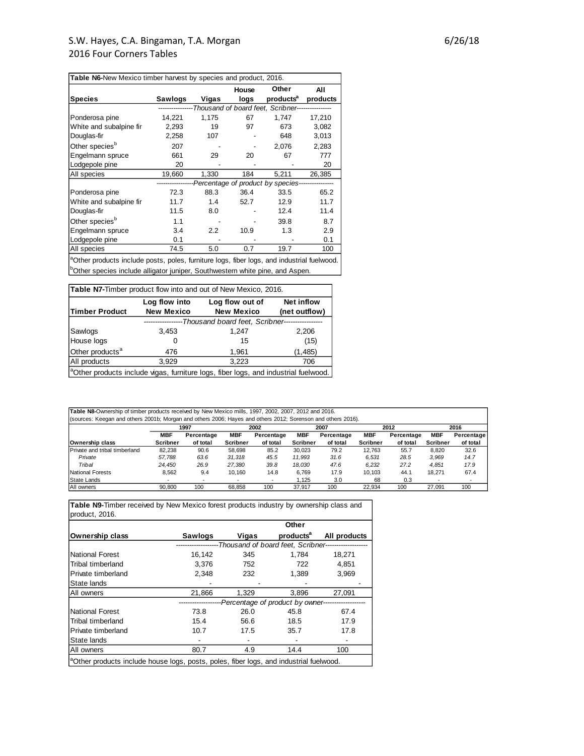**Table N6-**New Mexico timber harvest by species and product, 2016.

| Species | Sawlogs | Vigas | House logs | Other products[a] | All products |
|---|---|---|---|---|---|
| | *Thousand of board feet, Scribner* | | | | |
| Ponderosa pine | 14,221 | 1,175 | 67 | 1,747 | 17,210 |
| White and subalpine fir | 2,293 | 19 | 97 | 673 | 3,082 |
| Douglas-fir | 2,258 | 107 | - | 648 | 3,013 |
| Other species[b] | 207 | - | - | 2,076 | 2,283 |
| Engelmann spruce | 661 | 29 | 20 | 67 | 777 |
| Lodgepole pine | 20 | - | - | - | 20 |
| All species | 19,660 | 1,330 | 184 | 5,211 | 26,385 |
| | *Percentage of product by species* | | | | |
| Ponderosa pine | 72.3 | 88.3 | 36.4 | 33.5 | 65.2 |
| White and subalpine fir | 11.7 | 1.4 | 52.7 | 12.9 | 11.7 |
| Douglas-fir | 11.5 | 8.0 | - | 12.4 | 11.4 |
| Other species[b] | 1.1 | - | - | 39.8 | 8.7 |
| Engelmann spruce | 3.4 | 2.2 | 10.9 | 1.3 | 2.9 |
| Lodgepole pine | 0.1 | - | - | - | 0.1 |
| All species | 74.5 | 5.0 | 0.7 | 19.7 | 100 |

[a]Other products include posts, poles, furniture logs, fiber logs, and industrial fuelwood.

[b]Other species include alligator juniper, Southwestern white pine, and Aspen.

**Table N7-**Timber product flow into and out of New Mexico, 2016.

| Timber Product | Log flow into New Mexico | Log flow out of New Mexico | Net inflow (net outflow) |
|---|---|---|---|
| | *Thousand board feet, Scribner* | | |
| Sawlogs | 3,453 | 1,247 | 2,206 |
| House logs | 0 | 15 | (15) |
| Other products[a] | 476 | 1,961 | (1,485) |
| All products | 3,929 | 3,223 | 706 |

[a]Other products include vigas, furniture logs, fiber logs, and industrial fuelwood.

**Table N8-**Ownership of timber products received by New Mexico mills, 1997, 2002, 2007, 2012 and 2016.
(sources: Keegan and others 2001b; Morgan and others 2006; Hayes and others 2012; Sorenson and others 2016).

| Ownership class | 1997 | | 2002 | | 2007 | | 2012 | | 2016 | |
|---|---|---|---|---|---|---|---|---|---|---|
| | MBF Scribner | Percentage of total | MBF Scribner | Percentage of total | MBF Scribner | Percentage of total | MBF Scribner | Percentage of total | MBF Scribner | Percentage of total |
| Private and tribal timberland | 82,238 | 90.6 | 58,698 | 85.2 | 30,023 | 79.2 | 12,763 | 55.7 | 8,820 | 32.6 |
| *Private* | *57,788* | *63.6* | *31,318* | *45.5* | *11,993* | *31.6* | *6,531* | *28.5* | *3,969* | *14.7* |
| *Tribal* | *24,450* | *26.9* | *27,380* | *39.8* | *18,030* | *47.6* | *6,232* | *27.2* | *4,851* | *17.9* |
| National Forests | 8,562 | 9.4 | 10,160 | 14.8 | 6,769 | 17.9 | 10,103 | 44.1 | 18,271 | 67.4 |
| State Lands | - | - | - | - | 1,125 | 3.0 | 68 | 0.3 | - | - |
| All owners | 90,800 | 100 | 68,858 | 100 | 37,917 | 100 | 22,934 | 100 | 27,091 | 100 |

**Table N9-**Timber received by New Mexico forest products industry by ownership class and product, 2016.

| Ownership class | Sawlogs | Vigas | Other products[a] | All products |
|---|---|---|---|---|
| | *Thousand of board feet, Scribner* | | | |
| National Forest | 16,142 | 345 | 1,784 | 18,271 |
| Tribal timberland | 3,376 | 752 | 722 | 4,851 |
| Private timberland | 2,348 | 232 | 1,389 | 3,969 |
| State lands | - | - | - | - |
| All owners | 21,866 | 1,329 | 3,896 | 27,091 |
| | *Percentage of product by owner* | | | |
| National Forest | 73.8 | 26.0 | 45.8 | 67.4 |
| Tribal timberland | 15.4 | 56.6 | 18.5 | 17.9 |
| Private timberland | 10.7 | 17.5 | 35.7 | 17.8 |
| State lands | - | - | - | - |
| All owners | 80.7 | 4.9 | 14.4 | 100 |

[a]Other products include house logs, posts, poles, fiber logs, and industrial fuelwood.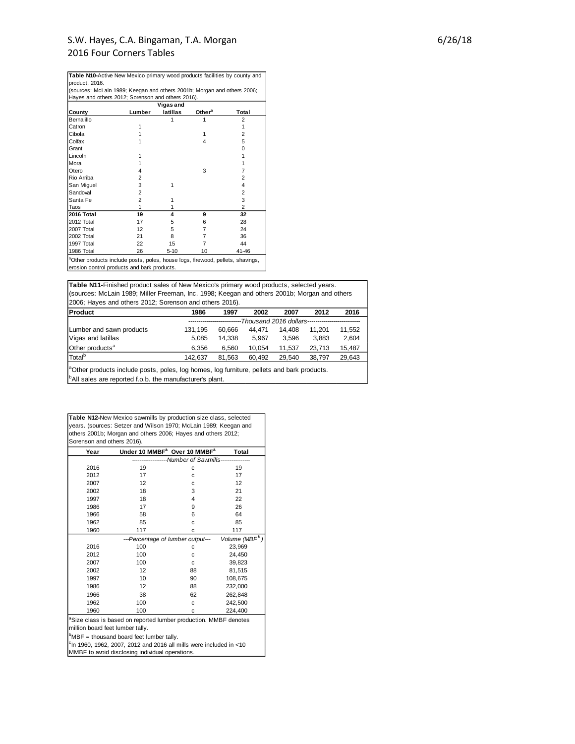**Table N10**-Active New Mexico primary wood products facilities by county and product, 2016.
(sources: McLain 1989; Keegan and others 2001b; Morgan and others 2006; Hayes and others 2012; Sorenson and others 2016).

| County | Lumber | Vigas and latillas | Other[a] | Total |
|---|---|---|---|---|
| Bernalillo | | 1 | 1 | 2 |
| Catron | 1 | | | 1 |
| Cibola | 1 | | 1 | 2 |
| Colfax | 1 | | 4 | 5 |
| Grant | | | | 0 |
| Lincoln | 1 | | | 1 |
| Mora | 1 | | | 1 |
| Otero | 4 | | 3 | 7 |
| Rio Arriba | 2 | | | 2 |
| San Miguel | 3 | 1 | | 4 |
| Sandoval | 2 | | | 2 |
| Santa Fe | 2 | 1 | | 3 |
| Taos | 1 | 1 | | 2 |
| **2016 Total** | **19** | **4** | **9** | **32** |
| 2012 Total | 17 | 5 | 6 | 28 |
| 2007 Total | 12 | 5 | 7 | 24 |
| 2002 Total | 21 | 8 | 7 | 36 |
| 1997 Total | 22 | 15 | 7 | 44 |
| 1986 Total | 26 | 5-10 | 10 | 41-46 |

[a]Other products include posts, poles, house logs, firewood, pellets, shavings, erosion control products and bark products.

**Table N11**-Finished product sales of New Mexico's primary wood products, selected years.
(sources: McLain 1989; Miller Freeman, Inc. 1998; Keegan and others 2001b; Morgan and others 2006; Hayes and others 2012; Sorenson and others 2016).

| Product | 1986 | 1997 | 2002 | 2007 | 2012 | 2016 |
|---|---|---|---|---|---|---|
| | *Thousand 2016 dollars* | | | | | |
| Lumber and sawn products | 131,195 | 60,666 | 44,471 | 14,408 | 11,201 | 11,552 |
| Vigas and latillas | 5,085 | 14,338 | 5,967 | 3,596 | 3,883 | 2,604 |
| Other products[a] | 6,356 | 6,560 | 10,054 | 11,537 | 23,713 | 15,487 |
| Total[b] | 142,637 | 81,563 | 60,492 | 29,540 | 38,797 | 29,643 |

[a]Other products include posts, poles, log homes, log furniture, pellets and bark products.
[b]All sales are reported f.o.b. the manufacturer's plant.

**Table N12**-New Mexico sawmills by production size class, selected years. (sources: Setzer and Wilson 1970; McLain 1989; Keegan and others 2001b; Morgan and others 2006; Hayes and others 2012; Sorenson and others 2016).

| Year | Under 10 MMBF[a] | Over 10 MMBF[a] | Total |
|---|---|---|---|
| | *Number of Sawmills* | | |
| 2016 | 19 | c | 19 |
| 2012 | 17 | c | 17 |
| 2007 | 12 | c | 12 |
| 2002 | 18 | 3 | 21 |
| 1997 | 18 | 4 | 22 |
| 1986 | 17 | 9 | 26 |
| 1966 | 58 | 6 | 64 |
| 1962 | 85 | c | 85 |
| 1960 | 117 | c | 117 |
| | *Percentage of lumber output* | | *Volume (MBF[b])* |
| 2016 | 100 | c | 23,969 |
| 2012 | 100 | c | 24,450 |
| 2007 | 100 | c | 39,823 |
| 2002 | 12 | 88 | 81,515 |
| 1997 | 10 | 90 | 108,675 |
| 1986 | 12 | 88 | 232,000 |
| 1966 | 38 | 62 | 262,848 |
| 1962 | 100 | c | 242,500 |
| 1960 | 100 | c | 224,400 |

[a]Size class is based on reported lumber production. MMBF denotes million board feet lumber tally.
[b]MBF = thousand board feet lumber tally.
[c]In 1960, 1962, 2007, 2012 and 2016 all mills were included in <10 MMBF to avoid disclosing individual operations.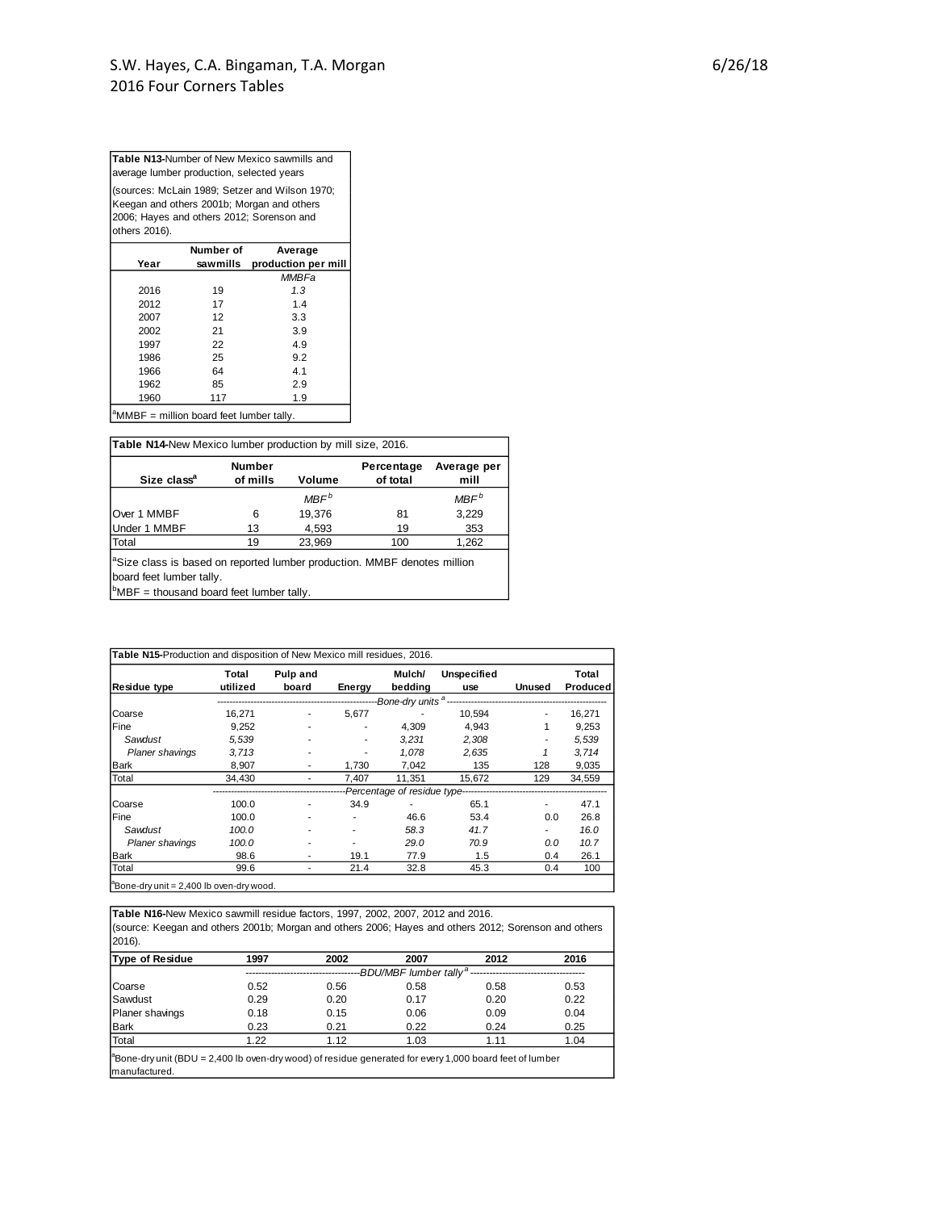**Table N13**-Number of New Mexico sawmills and average lumber production, selected years

(sources: McLain 1989; Setzer and Wilson 1970; Keegan and others 2001b; Morgan and others 2006; Hayes and others 2012; Sorenson and others 2016).

| Year | Number of sawmills | Average production per mill |
|---|---|---|
| | | *MMBFa* |
| 2016 | 19 | *1.3* |
| 2012 | 17 | 1.4 |
| 2007 | 12 | 3.3 |
| 2002 | 21 | 3.9 |
| 1997 | 22 | 4.9 |
| 1986 | 25 | 9.2 |
| 1966 | 64 | 4.1 |
| 1962 | 85 | 2.9 |
| 1960 | 117 | 1.9 |

[a]MMBF = million board feet lumber tally.

**Table N14**-New Mexico lumber production by mill size, 2016.

| Size class[a] | Number of mills | Volume | Percentage of total | Average per mill |
|---|---|---|---|---|
| | | *MBF*[b] | | *MBF*[b] |
| Over 1 MMBF | 6 | 19,376 | 81 | 3,229 |
| Under 1 MMBF | 13 | 4,593 | 19 | 353 |
| Total | 19 | 23,969 | 100 | 1,262 |

[a]Size class is based on reported lumber production. MMBF denotes million board feet lumber tally.
[b]MBF = thousand board feet lumber tally.

**Table N15**-Production and disposition of New Mexico mill residues, 2016.

| Residue type | Total utilized | Pulp and board | Energy | Mulch/ bedding | Unspecified use | Unused | Total Produced |
|---|---|---|---|---|---|---|---|
| | *Bone-dry units*[a] | | | | | | |
| Coarse | 16,271 | - | 5,677 | - | 10,594 | - | 16,271 |
| Fine | 9,252 | - | - | 4,309 | 4,943 | 1 | 9,253 |
| *Sawdust* | *5,539* | - | - | *3,231* | *2,308* | - | *5,539* |
| *Planer shavings* | *3,713* | - | - | *1,078* | *2,635* | *1* | *3,714* |
| Bark | 8,907 | - | 1,730 | 7,042 | 135 | 128 | 9,035 |
| Total | 34,430 | - | 7,407 | 11,351 | 15,672 | 129 | 34,559 |
| | *Percentage of residue type* | | | | | | |
| Coarse | 100.0 | - | 34.9 | - | 65.1 | - | 47.1 |
| Fine | 100.0 | - | - | 46.6 | 53.4 | 0.0 | 26.8 |
| *Sawdust* | *100.0* | - | - | *58.3* | *41.7* | - | *16.0* |
| *Planer shavings* | *100.0* | - | - | *29.0* | *70.9* | *0.0* | *10.7* |
| Bark | 98.6 | - | 19.1 | 77.9 | 1.5 | 0.4 | 26.1 |
| Total | 99.6 | - | 21.4 | 32.8 | 45.3 | 0.4 | 100 |

[a]Bone-dry unit = 2,400 lb oven-dry wood.

**Table N16**-New Mexico sawmill residue factors, 1997, 2002, 2007, 2012 and 2016.
(source: Keegan and others 2001b; Morgan and others 2006; Hayes and others 2012; Sorenson and others 2016).

| Type of Residue | 1997 | 2002 | 2007 | 2012 | 2016 |
|---|---|---|---|---|---|
| | *BDU/MBF lumber tally*[a] | | | | |
| Coarse | 0.52 | 0.56 | 0.58 | 0.58 | 0.53 |
| Sawdust | 0.29 | 0.20 | 0.17 | 0.20 | 0.22 |
| Planer shavings | 0.18 | 0.15 | 0.06 | 0.09 | 0.04 |
| Bark | 0.23 | 0.21 | 0.22 | 0.24 | 0.25 |
| Total | 1.22 | 1.12 | 1.03 | 1.11 | 1.04 |

[a]Bone-dry unit (BDU = 2,400 lb oven-dry wood) of residue generated for every 1,000 board feet of lumber manufactured.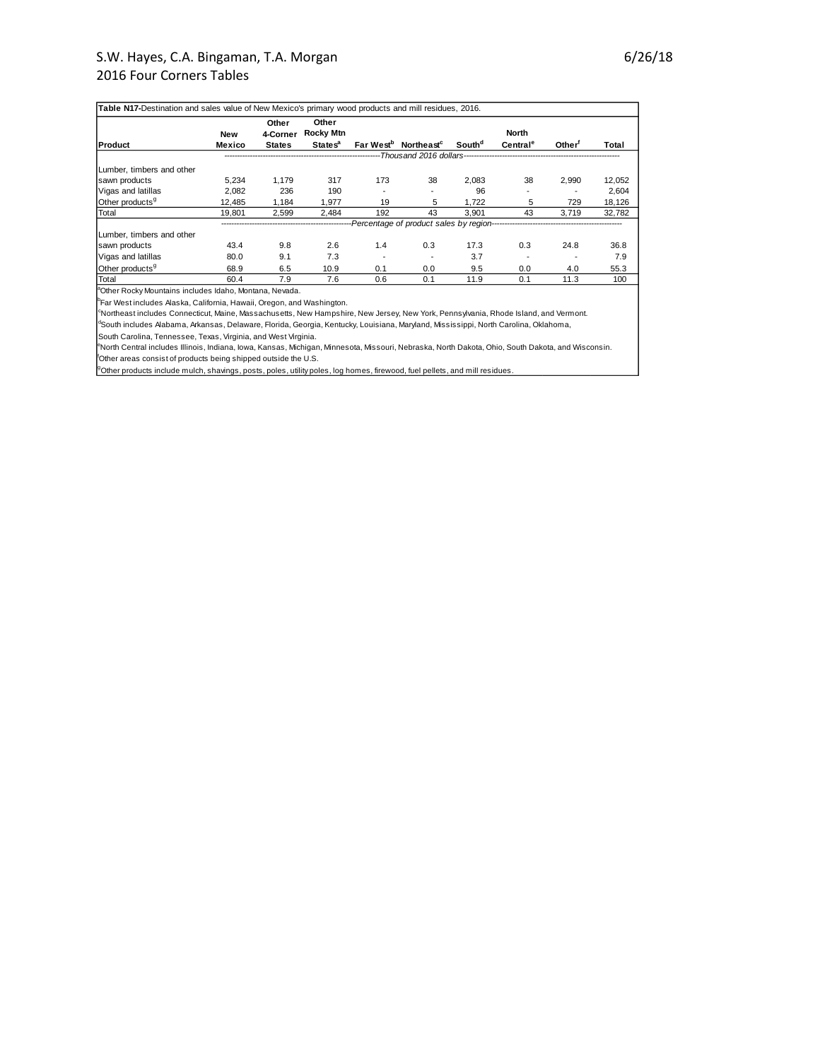**Table N17**-Destination and sales value of New Mexico's primary wood products and mill residues, 2016.

| Product | New Mexico | Other 4-Corner States | Other Rocky Mtn States[a] | Far West[b] | Northeast[c] | South[d] | North Central[e] | Other[f] | Total |
|---|---|---|---|---|---|---|---|---|---|
| | *Thousand 2016 dollars* | | | | | | | | |
| Lumber, timbers and other sawn products | 5,234 | 1,179 | 317 | 173 | 38 | 2,083 | 38 | 2,990 | 12,052 |
| Vigas and latillas | 2,082 | 236 | 190 | - | - | 96 | - | - | 2,604 |
| Other products[g] | 12,485 | 1,184 | 1,977 | 19 | 5 | 1,722 | 5 | 729 | 18,126 |
| Total | 19,801 | 2,599 | 2,484 | 192 | 43 | 3,901 | 43 | 3,719 | 32,782 |
| | *Percentage of product sales by region* | | | | | | | | |
| Lumber, timbers and other sawn products | 43.4 | 9.8 | 2.6 | 1.4 | 0.3 | 17.3 | 0.3 | 24.8 | 36.8 |
| Vigas and latillas | 80.0 | 9.1 | 7.3 | - | - | 3.7 | - | - | 7.9 |
| Other products[g] | 68.9 | 6.5 | 10.9 | 0.1 | 0.0 | 9.5 | 0.0 | 4.0 | 55.3 |
| Total | 60.4 | 7.9 | 7.6 | 0.6 | 0.1 | 11.9 | 0.1 | 11.3 | 100 |

[a]Other Rocky Mountains includes Idaho, Montana, Nevada.

[b]Far West includes Alaska, California, Hawaii, Oregon, and Washington.

[c]Northeast includes Connecticut, Maine, Massachusetts, New Hampshire, New Jersey, New York, Pennsylvania, Rhode Island, and Vermont.

[d]South includes Alabama, Arkansas, Delaware, Florida, Georgia, Kentucky, Louisiana, Maryland, Mississippi, North Carolina, Oklahoma, South Carolina, Tennessee, Texas, Virginia, and West Virginia.

[e]North Central includes Illinois, Indiana, Iowa, Kansas, Michigan, Minnesota, Missouri, Nebraska, North Dakota, Ohio, South Dakota, and Wisconsin.

[f]Other areas consist of products being shipped outside the U.S.

[g]Other products include mulch, shavings, posts, poles, utility poles, log homes, firewood, fuel pellets, and mill residues.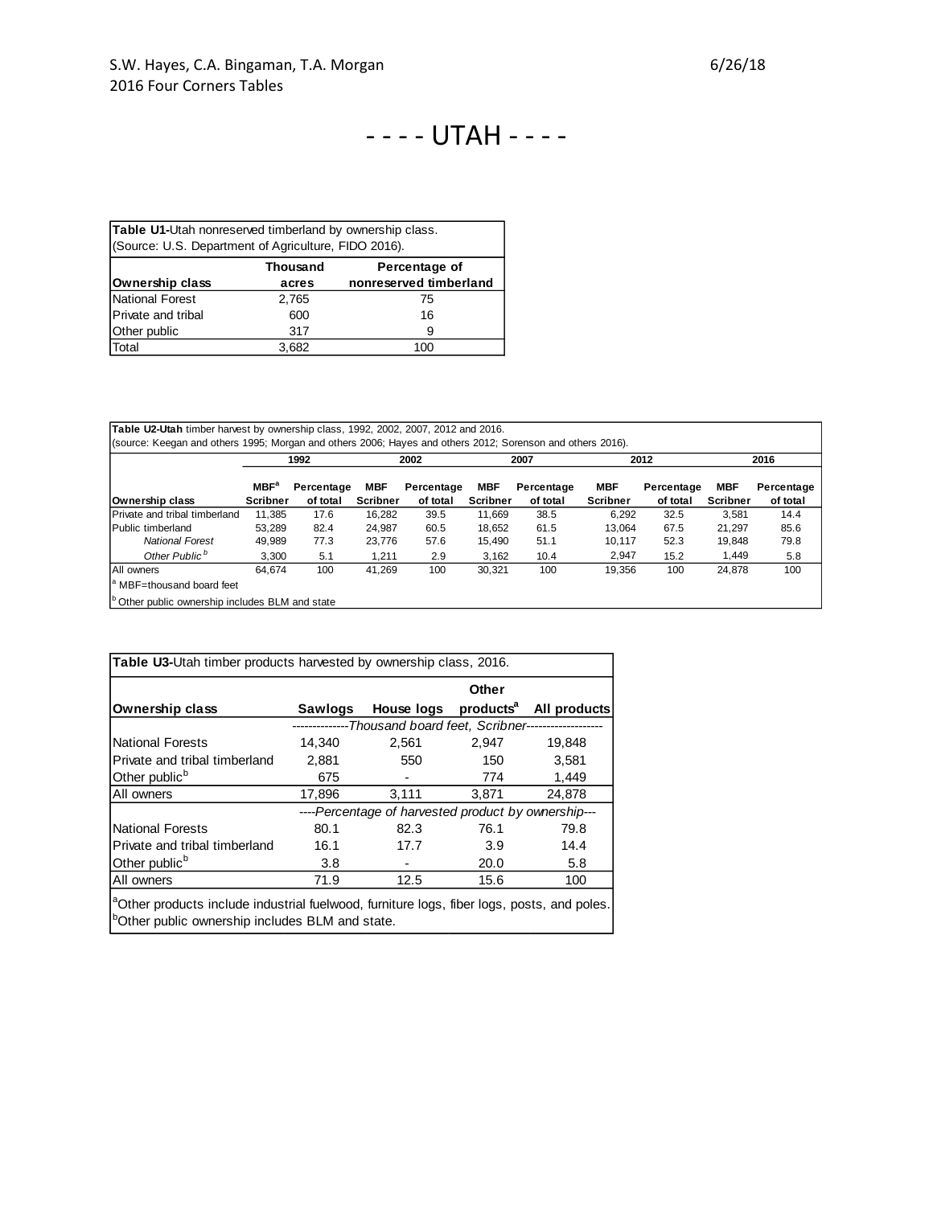# - - - - UTAH - - - -

| **Table U1-**Utah nonreserved timberland by ownership class. (Source: U.S. Department of Agriculture, FIDO 2016). | | |
|---|---|---|
| **Ownership class** | **Thousand acres** | **Percentage of nonreserved timberland** |
| National Forest | 2,765 | 75 |
| Private and tribal | 600 | 16 |
| Other public | 317 | 9 |
| Total | 3,682 | 100 |

**Table U2-Utah** timber harvest by ownership class, 1992, 2002, 2007, 2012 and 2016.
(source: Keegan and others 1995; Morgan and others 2006; Hayes and others 2012; Sorenson and others 2016).

| | **1992** | | **2002** | | **2007** | | **2012** | | **2016** | |
|---|---|---|---|---|---|---|---|---|---|---|
| **Ownership class** | **MBF[a] Scribner** | **Percentage of total** | **MBF Scribner** | **Percentage of total** | **MBF Scribner** | **Percentage of total** | **MBF Scribner** | **Percentage of total** | **MBF Scribner** | **Percentage of total** |
| Private and tribal timberland | 11,385 | 17.6 | 16,282 | 39.5 | 11,669 | 38.5 | 6,292 | 32.5 | 3,581 | 14.4 |
| Public timberland | 53,289 | 82.4 | 24,987 | 60.5 | 18,652 | 61.5 | 13,064 | 67.5 | 21,297 | 85.6 |
| *National Forest* | 49,989 | 77.3 | 23,776 | 57.6 | 15,490 | 51.1 | 10,117 | 52.3 | 19,848 | 79.8 |
| *Other Public[b]* | 3,300 | 5.1 | 1,211 | 2.9 | 3,162 | 10.4 | 2,947 | 15.2 | 1,449 | 5.8 |
| All owners | 64,674 | 100 | 41,269 | 100 | 30,321 | 100 | 19,356 | 100 | 24,878 | 100 |

[a] MBF=thousand board feet

[b] Other public ownership includes BLM and state

**Table U3-**Utah timber products harvested by ownership class, 2016.

| **Ownership class** | **Sawlogs** | **House logs** | **Other products[a]** | **All products** |
|---|---|---|---|---|
| | *Thousand board feet, Scribner* | | | |
| National Forests | 14,340 | 2,561 | 2,947 | 19,848 |
| Private and tribal timberland | 2,881 | 550 | 150 | 3,581 |
| Other public[b] | 675 | - | 774 | 1,449 |
| All owners | 17,896 | 3,111 | 3,871 | 24,878 |
| | *Percentage of harvested product by ownership* | | | |
| National Forests | 80.1 | 82.3 | 76.1 | 79.8 |
| Private and tribal timberland | 16.1 | 17.7 | 3.9 | 14.4 |
| Other public[b] | 3.8 | - | 20.0 | 5.8 |
| All owners | 71.9 | 12.5 | 15.6 | 100 |

[a]Other products include industrial fuelwood, furniture logs, fiber logs, posts, and poles.
[b]Other public ownership includes BLM and state.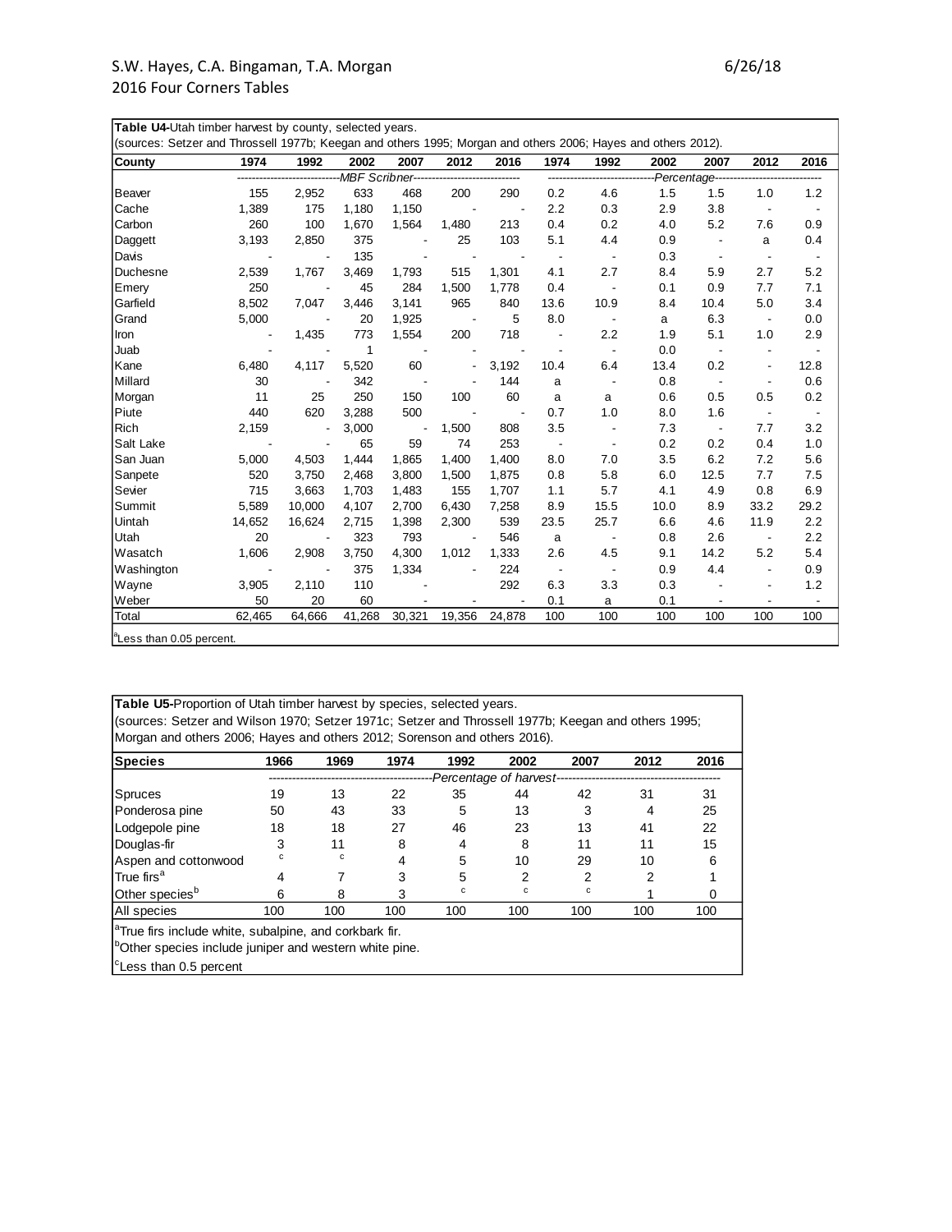**Table U4-**Utah timber harvest by county, selected years.
(sources: Setzer and Throssell 1977b; Keegan and others 1995; Morgan and others 2006; Hayes and others 2012).

| County | 1974 | 1992 | 2002 | 2007 | 2012 | 2016 | 1974 | 1992 | 2002 | 2007 | 2012 | 2016 |
|---|---|---|---|---|---|---|---|---|---|---|---|---|
| | MBF Scribner | | | | | | Percentage | | | | | |
| Beaver | 155 | 2,952 | 633 | 468 | 200 | 290 | 0.2 | 4.6 | 1.5 | 1.5 | 1.0 | 1.2 |
| Cache | 1,389 | 175 | 1,180 | 1,150 | - | - | 2.2 | 0.3 | 2.9 | 3.8 | - | - |
| Carbon | 260 | 100 | 1,670 | 1,564 | 1,480 | 213 | 0.4 | 0.2 | 4.0 | 5.2 | 7.6 | 0.9 |
| Daggett | 3,193 | 2,850 | 375 | - | 25 | 103 | 5.1 | 4.4 | 0.9 | - | a | 0.4 |
| Davis | - | - | 135 | - | - | - | - | - | 0.3 | - | - | - |
| Duchesne | 2,539 | 1,767 | 3,469 | 1,793 | 515 | 1,301 | 4.1 | 2.7 | 8.4 | 5.9 | 2.7 | 5.2 |
| Emery | 250 | - | 45 | 284 | 1,500 | 1,778 | 0.4 | - | 0.1 | 0.9 | 7.7 | 7.1 |
| Garfield | 8,502 | 7,047 | 3,446 | 3,141 | 965 | 840 | 13.6 | 10.9 | 8.4 | 10.4 | 5.0 | 3.4 |
| Grand | 5,000 | - | 20 | 1,925 | - | 5 | 8.0 | - | a | 6.3 | - | 0.0 |
| Iron | - | 1,435 | 773 | 1,554 | 200 | 718 | - | 2.2 | 1.9 | 5.1 | 1.0 | 2.9 |
| Juab | - | - | 1 | - | - | - | - | - | 0.0 | - | - | - |
| Kane | 6,480 | 4,117 | 5,520 | 60 | - | 3,192 | 10.4 | 6.4 | 13.4 | 0.2 | - | 12.8 |
| Millard | 30 | - | 342 | - | - | 144 | a | - | 0.8 | - | - | 0.6 |
| Morgan | 11 | 25 | 250 | 150 | 100 | 60 | a | a | 0.6 | 0.5 | 0.5 | 0.2 |
| Piute | 440 | 620 | 3,288 | 500 | - | - | 0.7 | 1.0 | 8.0 | 1.6 | - | - |
| Rich | 2,159 | - | 3,000 | - | 1,500 | 808 | 3.5 | - | 7.3 | - | 7.7 | 3.2 |
| Salt Lake | - | - | 65 | 59 | 74 | 253 | - | - | 0.2 | 0.2 | 0.4 | 1.0 |
| San Juan | 5,000 | 4,503 | 1,444 | 1,865 | 1,400 | 1,400 | 8.0 | 7.0 | 3.5 | 6.2 | 7.2 | 5.6 |
| Sanpete | 520 | 3,750 | 2,468 | 3,800 | 1,500 | 1,875 | 0.8 | 5.8 | 6.0 | 12.5 | 7.7 | 7.5 |
| Sevier | 715 | 3,663 | 1,703 | 1,483 | 155 | 1,707 | 1.1 | 5.7 | 4.1 | 4.9 | 0.8 | 6.9 |
| Summit | 5,589 | 10,000 | 4,107 | 2,700 | 6,430 | 7,258 | 8.9 | 15.5 | 10.0 | 8.9 | 33.2 | 29.2 |
| Uintah | 14,652 | 16,624 | 2,715 | 1,398 | 2,300 | 539 | 23.5 | 25.7 | 6.6 | 4.6 | 11.9 | 2.2 |
| Utah | 20 | - | 323 | 793 | - | 546 | a | - | 0.8 | 2.6 | - | 2.2 |
| Wasatch | 1,606 | 2,908 | 3,750 | 4,300 | 1,012 | 1,333 | 2.6 | 4.5 | 9.1 | 14.2 | 5.2 | 5.4 |
| Washington | - | - | 375 | 1,334 | - | 224 | - | - | 0.9 | 4.4 | - | 0.9 |
| Wayne | 3,905 | 2,110 | 110 | - | - | 292 | 6.3 | 3.3 | 0.3 | - | - | 1.2 |
| Weber | 50 | 20 | 60 | - | - | - | 0.1 | a | 0.1 | - | - | - |
| Total | 62,465 | 64,666 | 41,268 | 30,321 | 19,356 | 24,878 | 100 | 100 | 100 | 100 | 100 | 100 |

[a]Less than 0.05 percent.

**Table U5-**Proportion of Utah timber harvest by species, selected years.
(sources: Setzer and Wilson 1970; Setzer 1971c; Setzer and Throssell 1977b; Keegan and others 1995; Morgan and others 2006; Hayes and others 2012; Sorenson and others 2016).

| Species | 1966 | 1969 | 1974 | 1992 | 2002 | 2007 | 2012 | 2016 |
|---|---|---|---|---|---|---|---|---|
| | Percentage of harvest | | | | | | | |
| Spruces | 19 | 13 | 22 | 35 | 44 | 42 | 31 | 31 |
| Ponderosa pine | 50 | 43 | 33 | 5 | 13 | 3 | 4 | 25 |
| Lodgepole pine | 18 | 18 | 27 | 46 | 23 | 13 | 41 | 22 |
| Douglas-fir | 3 | 11 | 8 | 4 | 8 | 11 | 11 | 15 |
| Aspen and cottonwood | c | c | 4 | 5 | 10 | 29 | 10 | 6 |
| True firs[a] | 4 | 7 | 3 | 5 | 2 | 2 | 2 | 1 |
| Other species[b] | 6 | 8 | 3 | c | c | c | 1 | 0 |
| All species | 100 | 100 | 100 | 100 | 100 | 100 | 100 | 100 |

[a]True firs include white, subalpine, and corkbark fir.
[b]Other species include juniper and western white pine.
[c]Less than 0.5 percent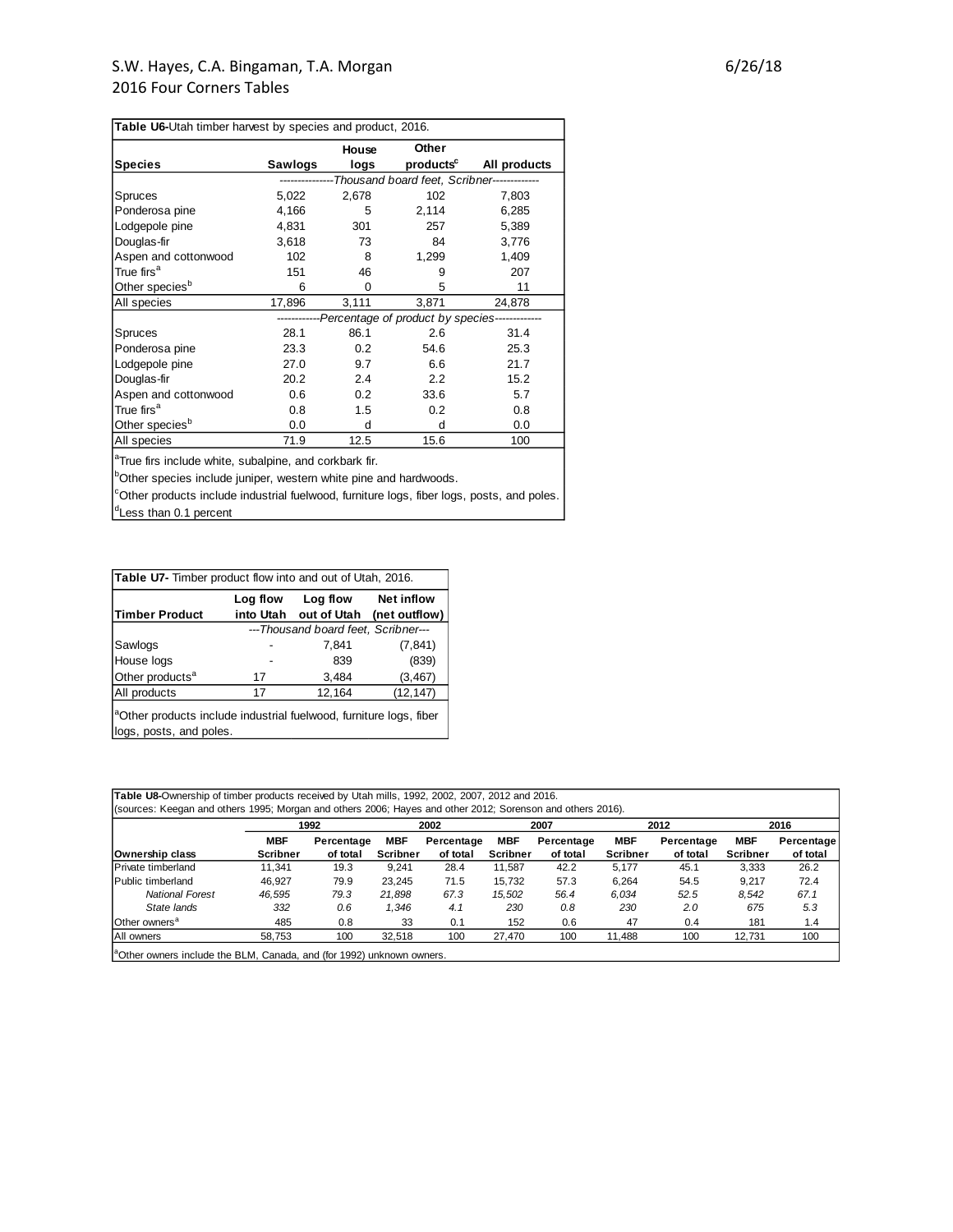**Table U6-**Utah timber harvest by species and product, 2016.

| Species | Sawlogs | House logs | Other products[c] | All products |
|---|---|---|---|---|
| | Thousand board feet, Scribner | | | |
| Spruces | 5,022 | 2,678 | 102 | 7,803 |
| Ponderosa pine | 4,166 | 5 | 2,114 | 6,285 |
| Lodgepole pine | 4,831 | 301 | 257 | 5,389 |
| Douglas-fir | 3,618 | 73 | 84 | 3,776 |
| Aspen and cottonwood | 102 | 8 | 1,299 | 1,409 |
| True firs[a] | 151 | 46 | 9 | 207 |
| Other species[b] | 6 | 0 | 5 | 11 |
| All species | 17,896 | 3,111 | 3,871 | 24,878 |
| | Percentage of product by species | | | |
| Spruces | 28.1 | 86.1 | 2.6 | 31.4 |
| Ponderosa pine | 23.3 | 0.2 | 54.6 | 25.3 |
| Lodgepole pine | 27.0 | 9.7 | 6.6 | 21.7 |
| Douglas-fir | 20.2 | 2.4 | 2.2 | 15.2 |
| Aspen and cottonwood | 0.6 | 0.2 | 33.6 | 5.7 |
| True firs[a] | 0.8 | 1.5 | 0.2 | 0.8 |
| Other species[b] | 0.0 | d | d | 0.0 |
| All species | 71.9 | 12.5 | 15.6 | 100 |

[a]True firs include white, subalpine, and corkbark fir.

[b]Other species include juniper, western white pine and hardwoods.

[c]Other products include industrial fuelwood, furniture logs, fiber logs, posts, and poles.

[d]Less than 0.1 percent

**Table U7-** Timber product flow into and out of Utah, 2016.

| Timber Product | Log flow into Utah | Log flow out of Utah | Net inflow (net outflow) |
|---|---|---|---|
| | Thousand board feet, Scribner | | |
| Sawlogs | - | 7,841 | (7,841) |
| House logs | - | 839 | (839) |
| Other products[a] | 17 | 3,484 | (3,467) |
| All products | 17 | 12,164 | (12,147) |

[a]Other products include industrial fuelwood, furniture logs, fiber logs, posts, and poles.

**Table U8-**Ownership of timber products received by Utah mills, 1992, 2002, 2007, 2012 and 2016.
(sources: Keegan and others 1995; Morgan and others 2006; Hayes and other 2012; Sorenson and others 2016).

| Ownership class | 1992 MBF Scribner | 1992 Percentage of total | 2002 MBF Scribner | 2002 Percentage of total | 2007 MBF Scribner | 2007 Percentage of total | 2012 MBF Scribner | 2012 Percentage of total | 2016 MBF Scribner | 2016 Percentage of total |
|---|---|---|---|---|---|---|---|---|---|---|
| Private timberland | 11,341 | 19.3 | 9,241 | 28.4 | 11,587 | 42.2 | 5,177 | 45.1 | 3,333 | 26.2 |
| Public timberland | 46,927 | 79.9 | 23,245 | 71.5 | 15,732 | 57.3 | 6,264 | 54.5 | 9,217 | 72.4 |
| *National Forest* | *46,595* | *79.3* | *21,898* | *67.3* | *15,502* | *56.4* | *6,034* | *52.5* | *8,542* | *67.1* |
| *State lands* | *332* | *0.6* | *1,346* | *4.1* | *230* | *0.8* | *230* | *2.0* | *675* | *5.3* |
| Other owners[a] | 485 | 0.8 | 33 | 0.1 | 152 | 0.6 | 47 | 0.4 | 181 | 1.4 |
| All owners | 58,753 | 100 | 32,518 | 100 | 27,470 | 100 | 11,488 | 100 | 12,731 | 100 |

[a]Other owners include the BLM, Canada, and (for 1992) unknown owners.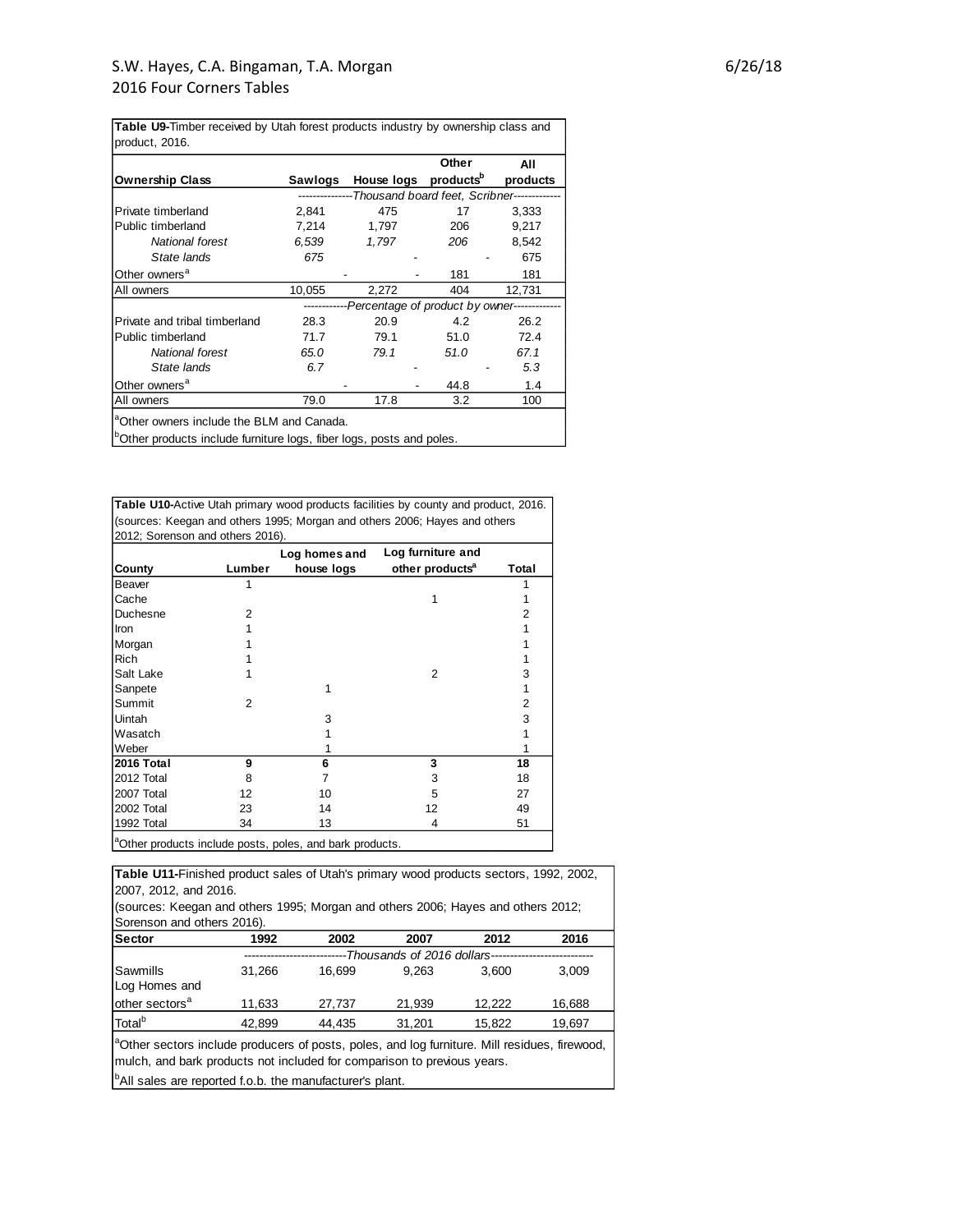| Table U9-Timber received by Utah forest products industry by ownership class and product, 2016. | | | | |
|---|---|---|---|---|
| **Ownership Class** | **Sawlogs** | **House logs** | **Other products[b]** | **All products** |
| | *Thousand board feet, Scribner* | | | |
| Private timberland | 2,841 | 475 | 17 | 3,333 |
| Public timberland | 7,214 | 1,797 | 206 | 9,217 |
| *National forest* | *6,539* | *1,797* | *206* | 8,542 |
| *State lands* | *675* | - | - | 675 |
| Other owners[a] | - | - | 181 | 181 |
| All owners | 10,055 | 2,272 | 404 | 12,731 |
| | *Percentage of product by owner* | | | |
| Private and tribal timberland | 28.3 | 20.9 | 4.2 | 26.2 |
| Public timberland | 71.7 | 79.1 | 51.0 | 72.4 |
| *National forest* | *65.0* | *79.1* | *51.0* | *67.1* |
| *State lands* | *6.7* | - | - | *5.3* |
| Other owners[a] | - | - | 44.8 | 1.4 |
| All owners | 79.0 | 17.8 | 3.2 | 100 |

[a]Other owners include the BLM and Canada.

[b]Other products include furniture logs, fiber logs, posts and poles.

**Table U10-**Active Utah primary wood products facilities by county and product, 2016. (sources: Keegan and others 1995; Morgan and others 2006; Hayes and others 2012; Sorenson and others 2016).

| County | Lumber | Log homes and house logs | Log furniture and other products[a] | Total |
|---|---|---|---|---|
| Beaver | 1 | | | 1 |
| Cache | | | 1 | 1 |
| Duchesne | 2 | | | 2 |
| Iron | 1 | | | 1 |
| Morgan | 1 | | | 1 |
| Rich | 1 | | | 1 |
| Salt Lake | 1 | | 2 | 3 |
| Sanpete | | 1 | | 1 |
| Summit | 2 | | | 2 |
| Uintah | | 3 | | 3 |
| Wasatch | | 1 | | 1 |
| Weber | | 1 | | 1 |
| **2016 Total** | **9** | **6** | **3** | **18** |
| 2012 Total | 8 | 7 | 3 | 18 |
| 2007 Total | 12 | 10 | 5 | 27 |
| 2002 Total | 23 | 14 | 12 | 49 |
| 1992 Total | 34 | 13 | 4 | 51 |

[a]Other products include posts, poles, and bark products.

**Table U11-**Finished product sales of Utah's primary wood products sectors, 1992, 2002, 2007, 2012, and 2016.
(sources: Keegan and others 1995; Morgan and others 2006; Hayes and others 2012; Sorenson and others 2016).

| Sector | 1992 | 2002 | 2007 | 2012 | 2016 |
|---|---|---|---|---|---|
| | *Thousands of 2016 dollars* | | | | |
| Sawmills | 31,266 | 16,699 | 9,263 | 3,600 | 3,009 |
| Log Homes and other sectors[a] | 11,633 | 27,737 | 21,939 | 12,222 | 16,688 |
| Total[b] | 42,899 | 44,435 | 31,201 | 15,822 | 19,697 |

[a]Other sectors include producers of posts, poles, and log furniture. Mill residues, firewood, mulch, and bark products not included for comparison to previous years.

[b]All sales are reported f.o.b. the manufacturer's plant.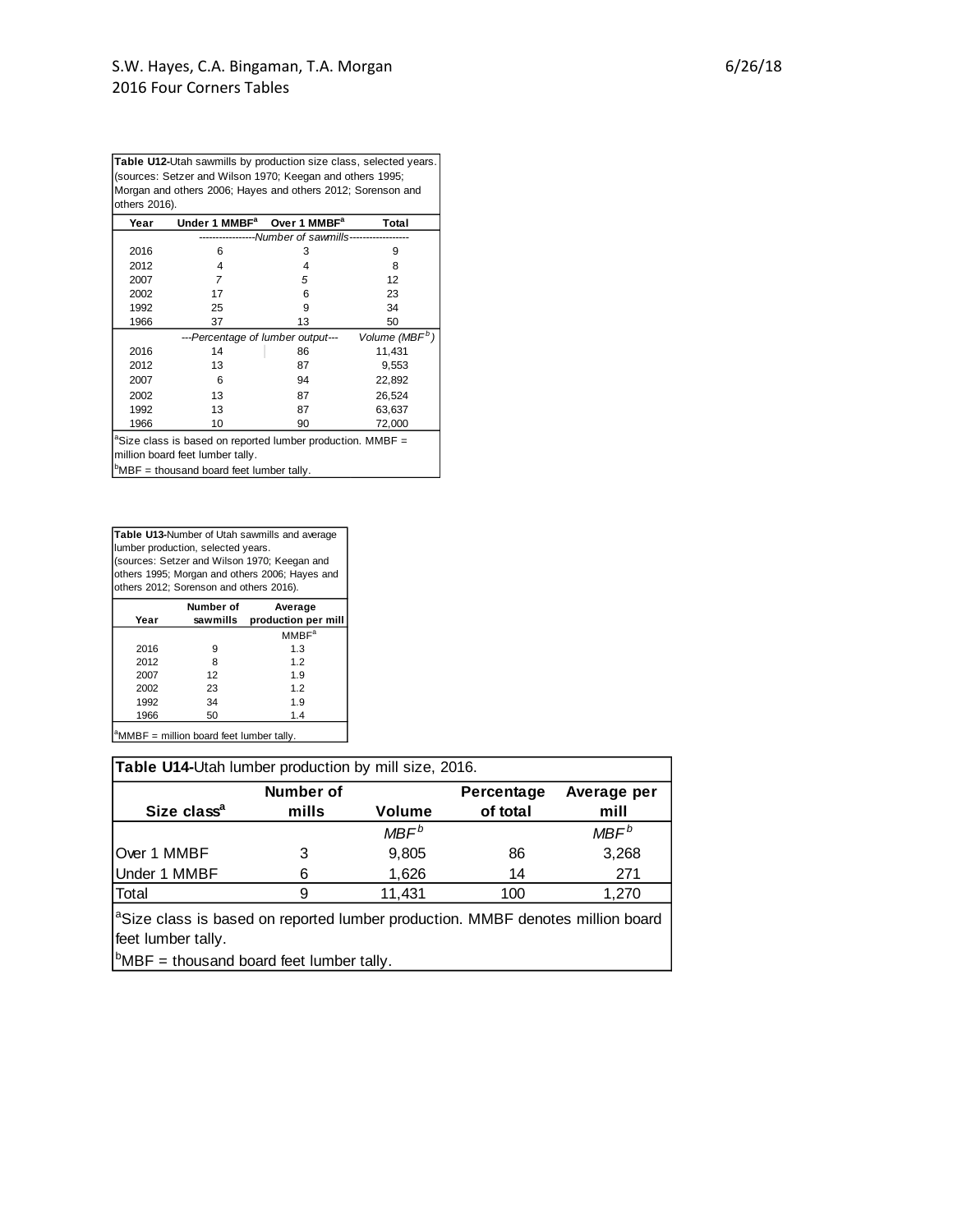**Table U12**-Utah sawmills by production size class, selected years. (sources: Setzer and Wilson 1970; Keegan and others 1995; Morgan and others 2006; Hayes and others 2012; Sorenson and others 2016).

| Year | Under 1 MMBF[a] | Over 1 MMBF[a] | Total |
|---|---|---|---|
| | --Number of sawmills-- | | |
| 2016 | 6 | 3 | 9 |
| 2012 | 4 | 4 | 8 |
| 2007 | 7 | 5 | 12 |
| 2002 | 17 | 6 | 23 |
| 1992 | 25 | 9 | 34 |
| 1966 | 37 | 13 | 50 |
| | ---Percentage of lumber output--- | | Volume (MBF[b]) |
| 2016 | 14 | 86 | 11,431 |
| 2012 | 13 | 87 | 9,553 |
| 2007 | 6 | 94 | 22,892 |
| 2002 | 13 | 87 | 26,524 |
| 1992 | 13 | 87 | 63,637 |
| 1966 | 10 | 90 | 72,000 |

[a]Size class is based on reported lumber production. MMBF = million board feet lumber tally.
[b]MBF = thousand board feet lumber tally.

**Table U13**-Number of Utah sawmills and average lumber production, selected years. (sources: Setzer and Wilson 1970; Keegan and others 1995; Morgan and others 2006; Hayes and others 2012; Sorenson and others 2016).

| Year | Number of sawmills | Average production per mill |
|---|---|---|
| | | MMBF[a] |
| 2016 | 9 | 1.3 |
| 2012 | 8 | 1.2 |
| 2007 | 12 | 1.9 |
| 2002 | 23 | 1.2 |
| 1992 | 34 | 1.9 |
| 1966 | 50 | 1.4 |

[a]MMBF = million board feet lumber tally.

**Table U14**-Utah lumber production by mill size, 2016.

| Size class[a] | Number of mills | Volume | Percentage of total | Average per mill |
|---|---|---|---|---|
| | | *MBF[b]* | | *MBF[b]* |
| Over 1 MMBF | 3 | 9,805 | 86 | 3,268 |
| Under 1 MMBF | 6 | 1,626 | 14 | 271 |
| Total | 9 | 11,431 | 100 | 1,270 |

[a]Size class is based on reported lumber production. MMBF denotes million board feet lumber tally.
[b]MBF = thousand board feet lumber tally.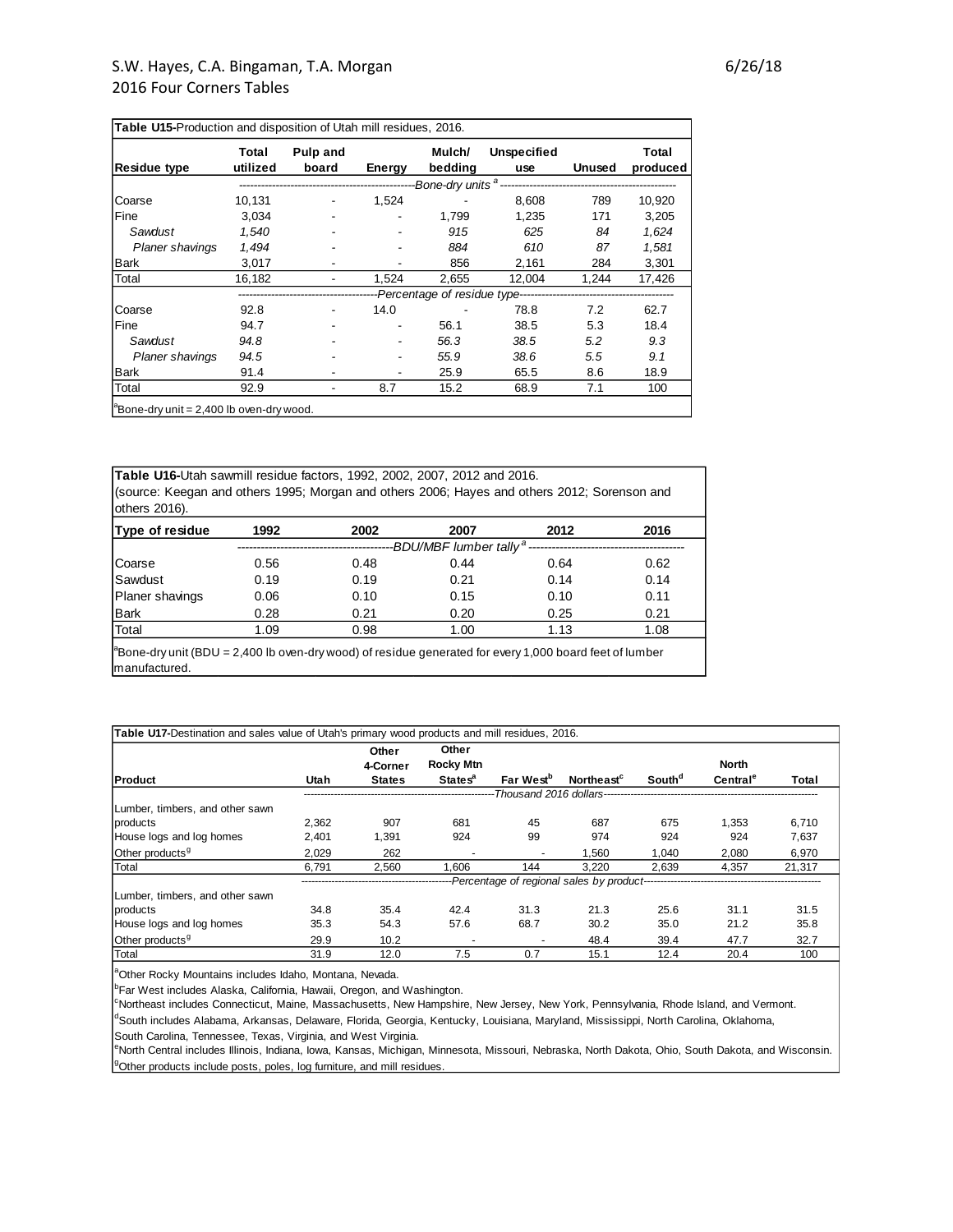**Table U15**-Production and disposition of Utah mill residues, 2016.

| Residue type | Total utilized | Pulp and board | Energy | Mulch/ bedding | Unspecified use | Unused | Total produced |
|---|---|---|---|---|---|---|---|
| | *Bone-dry units [a]* | | | | | | |
| Coarse | 10,131 | - | 1,524 | - | 8,608 | 789 | 10,920 |
| Fine | 3,034 | - | - | 1,799 | 1,235 | 171 | 3,205 |
| *Sawdust* | *1,540* | - | - | *915* | *625* | *84* | *1,624* |
| *Planer shavings* | *1,494* | - | - | *884* | *610* | *87* | *1,581* |
| Bark | 3,017 | - | - | 856 | 2,161 | 284 | 3,301 |
| Total | 16,182 | - | 1,524 | 2,655 | 12,004 | 1,244 | 17,426 |
| | *Percentage of residue type* | | | | | | |
| Coarse | 92.8 | - | 14.0 | - | 78.8 | 7.2 | 62.7 |
| Fine | 94.7 | - | - | 56.1 | 38.5 | 5.3 | 18.4 |
| *Sawdust* | *94.8* | - | - | *56.3* | *38.5* | *5.2* | *9.3* |
| *Planer shavings* | *94.5* | - | - | *55.9* | *38.6* | *5.5* | *9.1* |
| Bark | 91.4 | - | - | 25.9 | 65.5 | 8.6 | 18.9 |
| Total | 92.9 | - | 8.7 | 15.2 | 68.9 | 7.1 | 100 |

[a]Bone-dry unit = 2,400 lb oven-dry wood.

**Table U16**-Utah sawmill residue factors, 1992, 2002, 2007, 2012 and 2016.
(source: Keegan and others 1995; Morgan and others 2006; Hayes and others 2012; Sorenson and others 2016).

| Type of residue | 1992 | 2002 | 2007 | 2012 | 2016 |
|---|---|---|---|---|---|
| | *BDU/MBF lumber tally [a]* | | | | |
| Coarse | 0.56 | 0.48 | 0.44 | 0.64 | 0.62 |
| Sawdust | 0.19 | 0.19 | 0.21 | 0.14 | 0.14 |
| Planer shavings | 0.06 | 0.10 | 0.15 | 0.10 | 0.11 |
| Bark | 0.28 | 0.21 | 0.20 | 0.25 | 0.21 |
| Total | 1.09 | 0.98 | 1.00 | 1.13 | 1.08 |

[a]Bone-dry unit (BDU = 2,400 lb oven-dry wood) of residue generated for every 1,000 board feet of lumber manufactured.

**Table U17**-Destination and sales value of Utah's primary wood products and mill residues, 2016.

| Product | Utah | Other 4-Corner States | Other Rocky Mtn States[a] | Far West[b] | Northeast[c] | South[d] | North Central[e] | Total |
|---|---|---|---|---|---|---|---|---|
| | *Thousand 2016 dollars* | | | | | | | |
| Lumber, timbers, and other sawn products | 2,362 | 907 | 681 | 45 | 687 | 675 | 1,353 | 6,710 |
| House logs and log homes | 2,401 | 1,391 | 924 | 99 | 974 | 924 | 924 | 7,637 |
| Other products[g] | 2,029 | 262 | - | - | 1,560 | 1,040 | 2,080 | 6,970 |
| Total | 6,791 | 2,560 | 1,606 | 144 | 3,220 | 2,639 | 4,357 | 21,317 |
| | *Percentage of regional sales by product* | | | | | | | |
| Lumber, timbers, and other sawn products | 34.8 | 35.4 | 42.4 | 31.3 | 21.3 | 25.6 | 31.1 | 31.5 |
| House logs and log homes | 35.3 | 54.3 | 57.6 | 68.7 | 30.2 | 35.0 | 21.2 | 35.8 |
| Other products[g] | 29.9 | 10.2 | - | - | 48.4 | 39.4 | 47.7 | 32.7 |
| Total | 31.9 | 12.0 | 7.5 | 0.7 | 15.1 | 12.4 | 20.4 | 100 |

[a]Other Rocky Mountains includes Idaho, Montana, Nevada.
[b]Far West includes Alaska, California, Hawaii, Oregon, and Washington.
[c]Northeast includes Connecticut, Maine, Massachusetts, New Hampshire, New Jersey, New York, Pennsylvania, Rhode Island, and Vermont.
[d]South includes Alabama, Arkansas, Delaware, Florida, Georgia, Kentucky, Louisiana, Maryland, Mississippi, North Carolina, Oklahoma, South Carolina, Tennessee, Texas, Virginia, and West Virginia.
[e]North Central includes Illinois, Indiana, Iowa, Kansas, Michigan, Minnesota, Missouri, Nebraska, North Dakota, Ohio, South Dakota, and Wisconsin.
[g]Other products include posts, poles, log furniture, and mill residues.